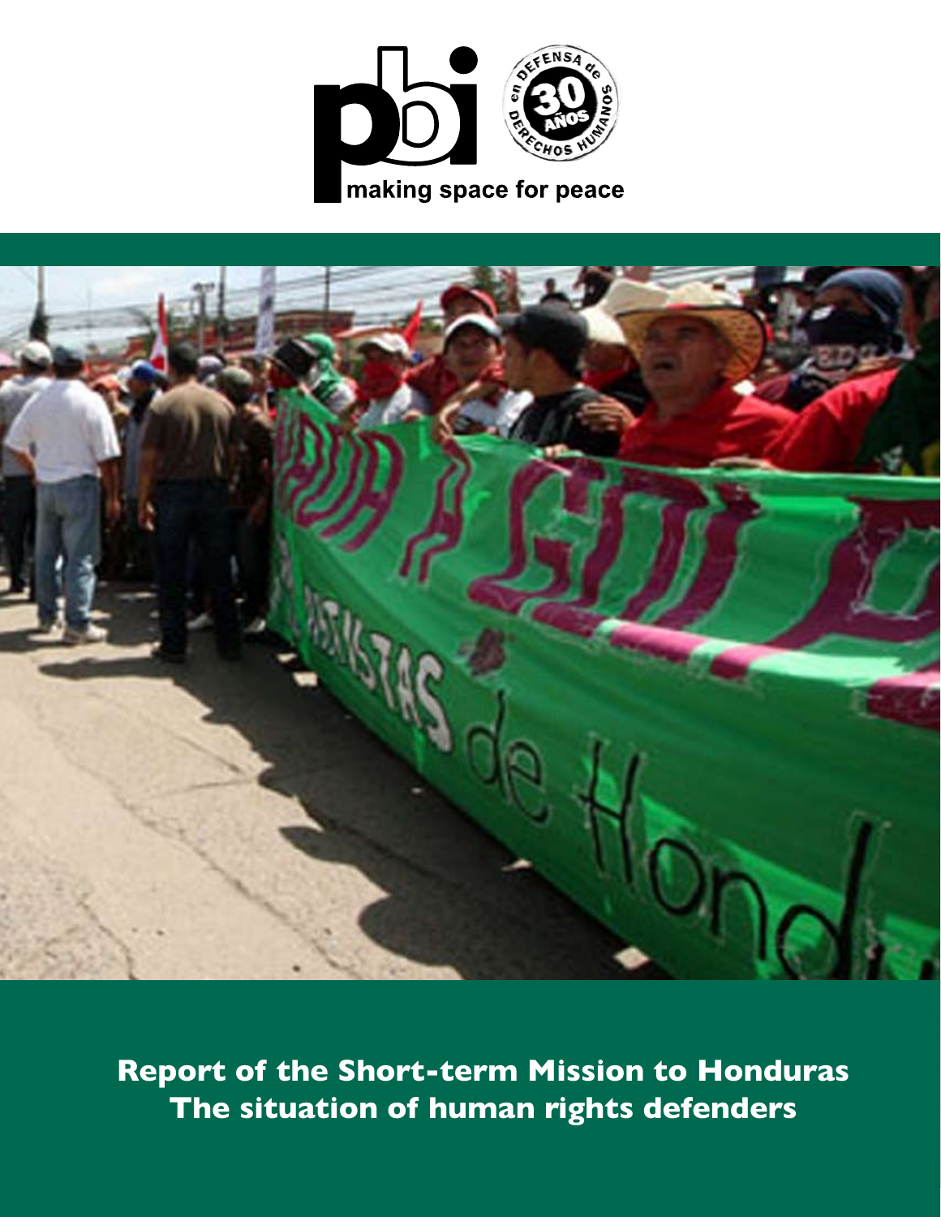pbi

making space for peace

en DEFENSA de DERECHOS HUMANOS 30 AÑOS

# Report of the Short-term Mission to Honduras
# The situation of human rights defenders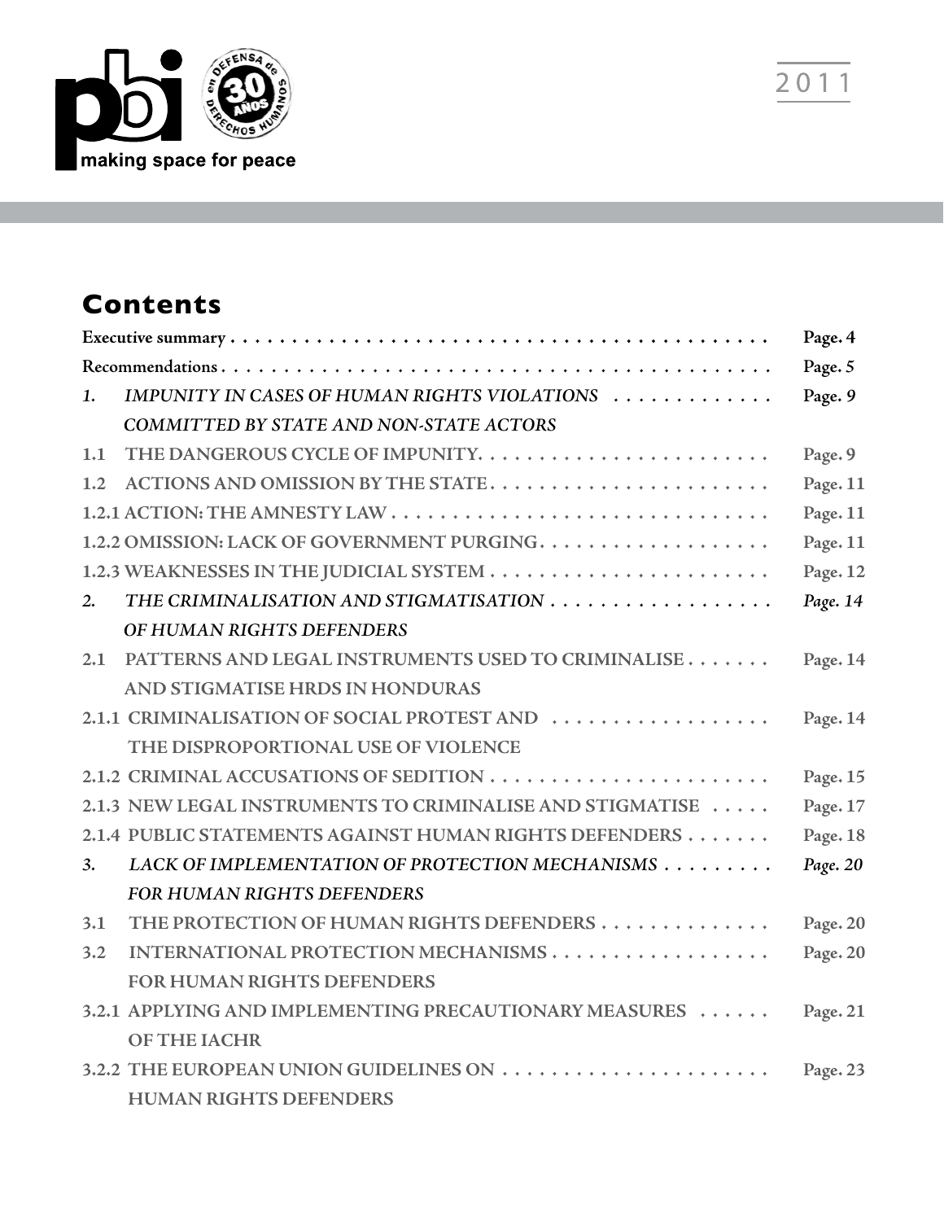# Contents

| | |
|---|---|
| **Executive summary** | **Page. 4** |
| **Recommendations** | **Page. 5** |
| ***1. IMPUNITY IN CASES OF HUMAN RIGHTS VIOLATIONS COMMITTED BY STATE AND NON-STATE ACTORS*** | **Page. 9** |
| **1.1 THE DANGEROUS CYCLE OF IMPUNITY** | **Page. 9** |
| **1.2 ACTIONS AND OMISSION BY THE STATE** | **Page. 11** |
| **1.2.1 ACTION: THE AMNESTY LAW** | **Page. 11** |
| **1.2.2 OMISSION: LACK OF GOVERNMENT PURGING** | **Page. 11** |
| **1.2.3 WEAKNESSES IN THE JUDICIAL SYSTEM** | **Page. 12** |
| ***2. THE CRIMINALISATION AND STIGMATISATION OF HUMAN RIGHTS DEFENDERS*** | ***Page. 14*** |
| **2.1 PATTERNS AND LEGAL INSTRUMENTS USED TO CRIMINALISE AND STIGMATISE HRDS IN HONDURAS** | **Page. 14** |
| **2.1.1 CRIMINALISATION OF SOCIAL PROTEST AND THE DISPROPORTIONAL USE OF VIOLENCE** | **Page. 14** |
| **2.1.2 CRIMINAL ACCUSATIONS OF SEDITION** | **Page. 15** |
| **2.1.3 NEW LEGAL INSTRUMENTS TO CRIMINALISE AND STIGMATISE** | **Page. 17** |
| **2.1.4 PUBLIC STATEMENTS AGAINST HUMAN RIGHTS DEFENDERS** | **Page. 18** |
| ***3. LACK OF IMPLEMENTATION OF PROTECTION MECHANISMS FOR HUMAN RIGHTS DEFENDERS*** | ***Page. 20*** |
| **3.1 THE PROTECTION OF HUMAN RIGHTS DEFENDERS** | **Page. 20** |
| **3.2 INTERNATIONAL PROTECTION MECHANISMS FOR HUMAN RIGHTS DEFENDERS** | **Page. 20** |
| **3.2.1 APPLYING AND IMPLEMENTING PRECAUTIONARY MEASURES OF THE IACHR** | **Page. 21** |
| **3.2.2 THE EUROPEAN UNION GUIDELINES ON HUMAN RIGHTS DEFENDERS** | **Page. 23** |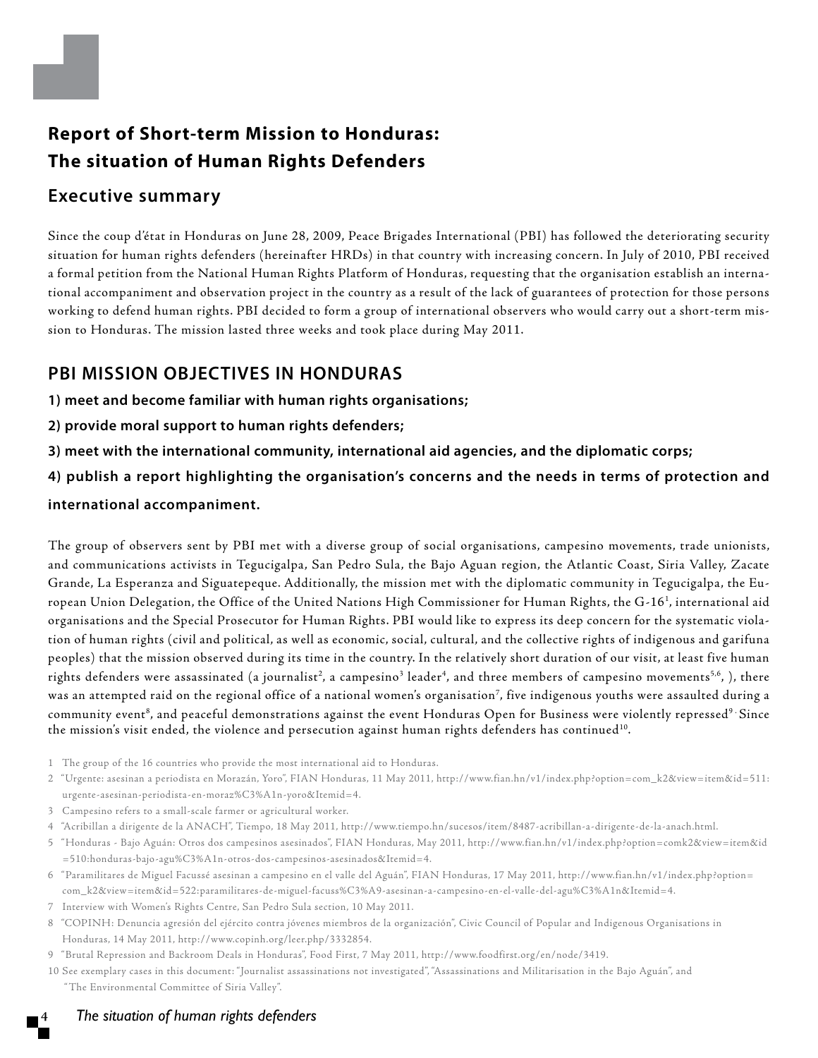## Report of Short-term Mission to Honduras: The situation of Human Rights Defenders

### Executive summary

Since the coup d'état in Honduras on June 28, 2009, Peace Brigades International (PBI) has followed the deteriorating security situation for human rights defenders (hereinafter HRDs) in that country with increasing concern. In July of 2010, PBI received a formal petition from the National Human Rights Platform of Honduras, requesting that the organisation establish an international accompaniment and observation project in the country as a result of the lack of guarantees of protection for those persons working to defend human rights. PBI decided to form a group of international observers who would carry out a short-term mission to Honduras. The mission lasted three weeks and took place during May 2011.

## PBI MISSION OBJECTIVES IN HONDURAS

**1) meet and become familiar with human rights organisations;**

**2) provide moral support to human rights defenders;**

**3) meet with the international community, international aid agencies, and the diplomatic corps;**

**4) publish a report highlighting the organisation's concerns and the needs in terms of protection and international accompaniment.**

The group of observers sent by PBI met with a diverse group of social organisations, campesino movements, trade unionists, and communications activists in Tegucigalpa, San Pedro Sula, the Bajo Aguan region, the Atlantic Coast, Siria Valley, Zacate Grande, La Esperanza and Siguatepeque. Additionally, the mission met with the diplomatic community in Tegucigalpa, the European Union Delegation, the Office of the United Nations High Commissioner for Human Rights, the G-16[1], international aid organisations and the Special Prosecutor for Human Rights. PBI would like to express its deep concern for the systematic violation of human rights (civil and political, as well as economic, social, cultural, and the collective rights of indigenous and garifuna peoples) that the mission observed during its time in the country. In the relatively short duration of our visit, at least five human rights defenders were assassinated (a journalist[2], a campesino[3] leader[4], and three members of campesino movements[5,6], ), there was an attempted raid on the regional office of a national women's organisation[7], five indigenous youths were assaulted during a community event[8], and peaceful demonstrations against the event Honduras Open for Business were violently repressed[9]. Since the mission's visit ended, the violence and persecution against human rights defenders has continued[10].

1 The group of the 16 countries who provide the most international aid to Honduras.

2 "Urgente: asesinan a periodista en Morazán, Yoro", FIAN Honduras, 11 May 2011, http://www.fian.hn/v1/index.php?option=com_k2&view=item&id=511:urgente-asesinan-periodista-en-moraz%C3%A1n-yoro&Itemid=4.

3 Campesino refers to a small-scale farmer or agricultural worker.

4 "Acribillan a dirigente de la ANACH", Tiempo, 18 May 2011, http://www.tiempo.hn/sucesos/item/8487-acribillan-a-dirigente-de-la-anach.html.

5 "Honduras - Bajo Aguán: Otros dos campesinos asesinados", FIAN Honduras, May 2011, http://www.fian.hn/v1/index.php?option=comk2&view=item&id=510:honduras-bajo-agu%C3%A1n-otros-dos-campesinos-asesinados&Itemid=4.

6 "Paramilitares de Miguel Facussé asesinan a campesino en el valle del Aguán", FIAN Honduras, 17 May 2011, http://www.fian.hn/v1/index.php?option=com_k2&view=item&id=522:paramilitares-de-miguel-facuss%C3%A9-asesinan-a-campesino-en-el-valle-del-agu%C3%A1n&Itemid=4.

7 Interview with Women's Rights Centre, San Pedro Sula section, 10 May 2011.

8 "COPINH: Denuncia agresión del ejército contra jóvenes miembros de la organización", Civic Council of Popular and Indigenous Organisations in Honduras, 14 May 2011, http://www.copinh.org/leer.php/3332854.

9 "Brutal Repression and Backroom Deals in Honduras", Food First, 7 May 2011, http://www.foodfirst.org/en/node/3419.

10 See exemplary cases in this document: "Journalist assassinations not investigated", "Assassinations and Militarisation in the Bajo Aguán", and "The Environmental Committee of Siria Valley".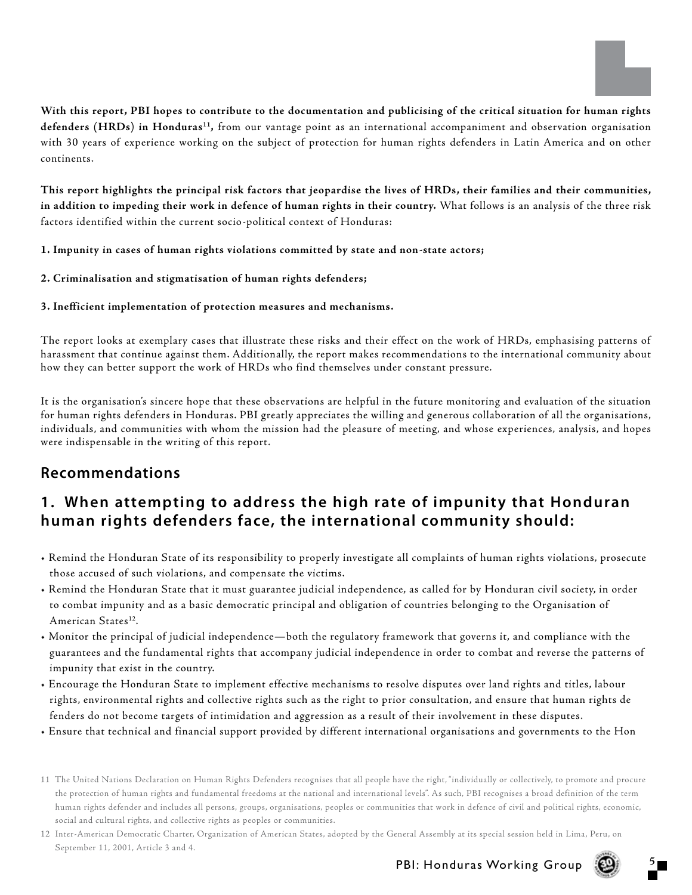**With this report, PBI hopes to contribute to the documentation and publicising of the critical situation for human rights defenders (HRDs) in Honduras[11],** from our vantage point as an international accompaniment and observation organisation with 30 years of experience working on the subject of protection for human rights defenders in Latin America and on other continents.

**This report highlights the principal risk factors that jeopardise the lives of HRDs, their families and their communities, in addition to impeding their work in defence of human rights in their country.** What follows is an analysis of the three risk factors identified within the current socio-political context of Honduras:

**1. Impunity in cases of human rights violations committed by state and non-state actors;**

**2. Criminalisation and stigmatisation of human rights defenders;**

**3. Inefficient implementation of protection measures and mechanisms.**

The report looks at exemplary cases that illustrate these risks and their effect on the work of HRDs, emphasising patterns of harassment that continue against them. Additionally, the report makes recommendations to the international community about how they can better support the work of HRDs who find themselves under constant pressure.

It is the organisation's sincere hope that these observations are helpful in the future monitoring and evaluation of the situation for human rights defenders in Honduras. PBI greatly appreciates the willing and generous collaboration of all the organisations, individuals, and communities with whom the mission had the pleasure of meeting, and whose experiences, analysis, and hopes were indispensable in the writing of this report.

## Recommendations

### 1. When attempting to address the high rate of impunity that Honduran human rights defenders face, the international community should:

- Remind the Honduran State of its responsibility to properly investigate all complaints of human rights violations, prosecute those accused of such violations, and compensate the victims.
- Remind the Honduran State that it must guarantee judicial independence, as called for by Honduran civil society, in order to combat impunity and as a basic democratic principal and obligation of countries belonging to the Organisation of American States[12].
- Monitor the principal of judicial independence—both the regulatory framework that governs it, and compliance with the guarantees and the fundamental rights that accompany judicial independence in order to combat and reverse the patterns of impunity that exist in the country.
- Encourage the Honduran State to implement effective mechanisms to resolve disputes over land rights and titles, labour rights, environmental rights and collective rights such as the right to prior consultation, and ensure that human rights de fenders do not become targets of intimidation and aggression as a result of their involvement in these disputes.
- Ensure that technical and financial support provided by different international organisations and governments to the Hon

---

11 The United Nations Declaration on Human Rights Defenders recognises that all people have the right, "individually or collectively, to promote and procure the protection of human rights and fundamental freedoms at the national and international levels". As such, PBI recognises a broad definition of the term human rights defender and includes all persons, groups, organisations, peoples or communities that work in defence of civil and political rights, economic, social and cultural rights, and collective rights as peoples or communities.

12 Inter-American Democratic Charter, Organization of American States, adopted by the General Assembly at its special session held in Lima, Peru, on September 11, 2001, Article 3 and 4.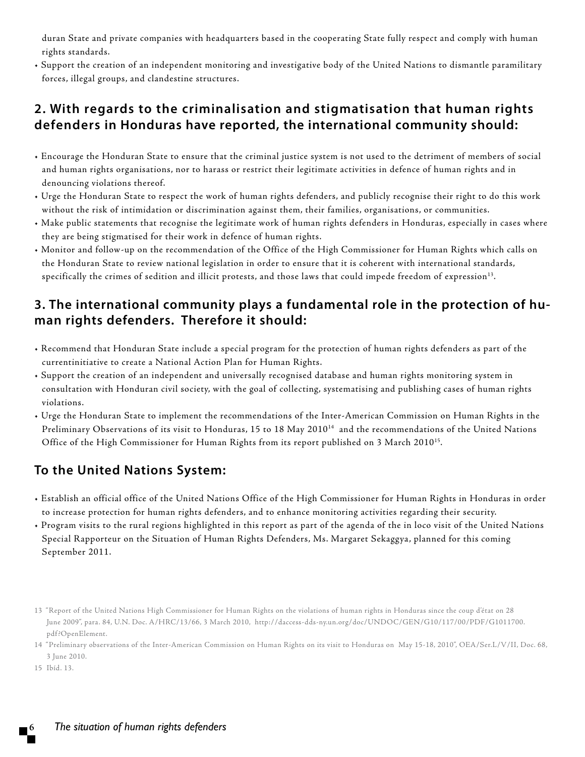duran State and private companies with headquarters based in the cooperating State fully respect and comply with human rights standards.

- Support the creation of an independent monitoring and investigative body of the United Nations to dismantle paramilitary forces, illegal groups, and clandestine structures.

## 2. With regards to the criminalisation and stigmatisation that human rights defenders in Honduras have reported, the international community should:

- Encourage the Honduran State to ensure that the criminal justice system is not used to the detriment of members of social and human rights organisations, nor to harass or restrict their legitimate activities in defence of human rights and in denouncing violations thereof.
- Urge the Honduran State to respect the work of human rights defenders, and publicly recognise their right to do this work without the risk of intimidation or discrimination against them, their families, organisations, or communities.
- Make public statements that recognise the legitimate work of human rights defenders in Honduras, especially in cases where they are being stigmatised for their work in defence of human rights.
- Monitor and follow-up on the recommendation of the Office of the High Commissioner for Human Rights which calls on the Honduran State to review national legislation in order to ensure that it is coherent with international standards, specifically the crimes of sedition and illicit protests, and those laws that could impede freedom of expression[13].

## 3. The international community plays a fundamental role in the protection of human rights defenders. Therefore it should:

- Recommend that Honduran State include a special program for the protection of human rights defenders as part of the currentinitiative to create a National Action Plan for Human Rights.
- Support the creation of an independent and universally recognised database and human rights monitoring system in consultation with Honduran civil society, with the goal of collecting, systematising and publishing cases of human rights violations.
- Urge the Honduran State to implement the recommendations of the Inter-American Commission on Human Rights in the Preliminary Observations of its visit to Honduras, 15 to 18 May 2010[14] and the recommendations of the United Nations Office of the High Commissioner for Human Rights from its report published on 3 March 2010[15].

## To the United Nations System:

- Establish an official office of the United Nations Office of the High Commissioner for Human Rights in Honduras in order to increase protection for human rights defenders, and to enhance monitoring activities regarding their security.
- Program visits to the rural regions highlighted in this report as part of the agenda of the in loco visit of the United Nations Special Rapporteur on the Situation of Human Rights Defenders, Ms. Margaret Sekaggya, planned for this coming September 2011.

13 "Report of the United Nations High Commissioner for Human Rights on the violations of human rights in Honduras since the coup d'état on 28 June 2009", para. 84, U.N. Doc. A/HRC/13/66, 3 March 2010, http://daccess-dds-ny.un.org/doc/UNDOC/GEN/G10/117/00/PDF/G1011700.pdf?OpenElement.

14 "Preliminary observations of the Inter-American Commission on Human Rights on its visit to Honduras on May 15-18, 2010", OEA/Ser.L/V/II, Doc. 68, 3 June 2010.

15 Ibíd. 13.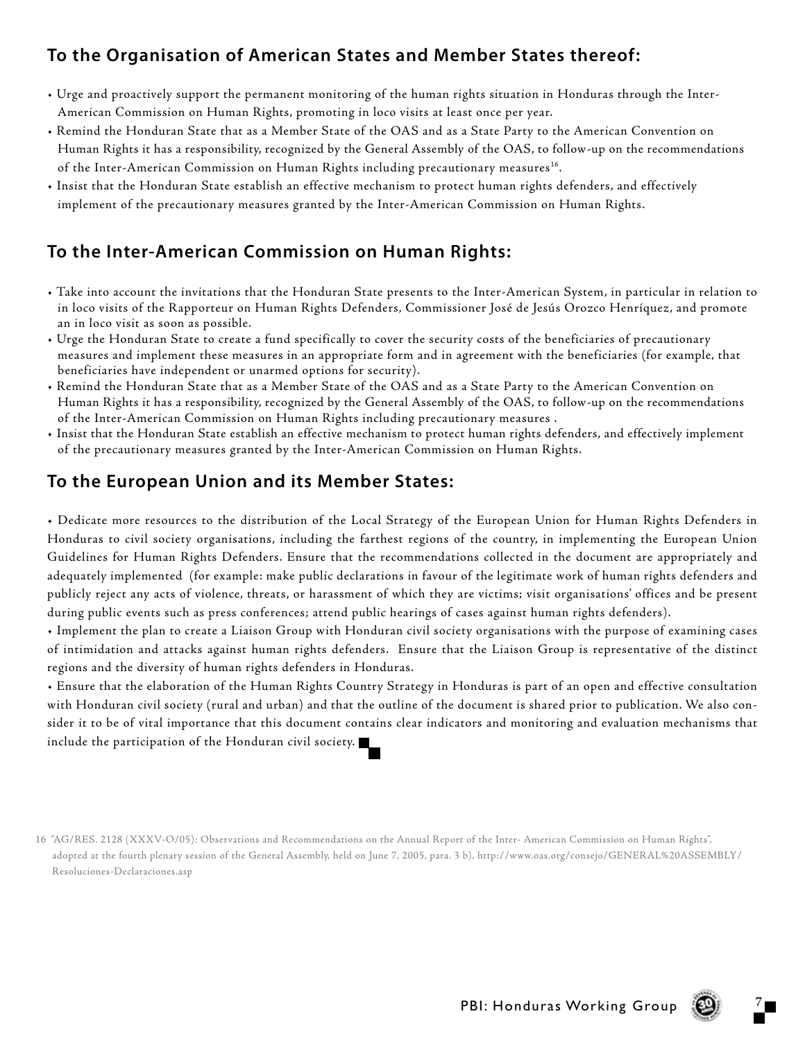## To the Organisation of American States and Member States thereof:

- Urge and proactively support the permanent monitoring of the human rights situation in Honduras through the Inter-American Commission on Human Rights, promoting in loco visits at least once per year.
- Remind the Honduran State that as a Member State of the OAS and as a State Party to the American Convention on Human Rights it has a responsibility, recognized by the General Assembly of the OAS, to follow-up on the recommendations of the Inter-American Commission on Human Rights including precautionary measures[16].
- Insist that the Honduran State establish an effective mechanism to protect human rights defenders, and effectively implement of the precautionary measures granted by the Inter-American Commission on Human Rights.

## To the Inter-American Commission on Human Rights:

- Take into account the invitations that the Honduran State presents to the Inter-American System, in particular in relation to in loco visits of the Rapporteur on Human Rights Defenders, Commissioner José de Jesús Orozco Henríquez, and promote an in loco visit as soon as possible.
- Urge the Honduran State to create a fund specifically to cover the security costs of the beneficiaries of precautionary measures and implement these measures in an appropriate form and in agreement with the beneficiaries (for example, that beneficiaries have independent or unarmed options for security).
- Remind the Honduran State that as a Member State of the OAS and as a State Party to the American Convention on Human Rights it has a responsibility, recognized by the General Assembly of the OAS, to follow-up on the recommendations of the Inter-American Commission on Human Rights including precautionary measures .
- Insist that the Honduran State establish an effective mechanism to protect human rights defenders, and effectively implement of the precautionary measures granted by the Inter-American Commission on Human Rights.

## To the European Union and its Member States:

- Dedicate more resources to the distribution of the Local Strategy of the European Union for Human Rights Defenders in Honduras to civil society organisations, including the farthest regions of the country, in implementing the European Union Guidelines for Human Rights Defenders. Ensure that the recommendations collected in the document are appropriately and adequately implemented (for example: make public declarations in favour of the legitimate work of human rights defenders and publicly reject any acts of violence, threats, or harassment of which they are victims; visit organisations' offices and be present during public events such as press conferences; attend public hearings of cases against human rights defenders).
- Implement the plan to create a Liaison Group with Honduran civil society organisations with the purpose of examining cases of intimidation and attacks against human rights defenders. Ensure that the Liaison Group is representative of the distinct regions and the diversity of human rights defenders in Honduras.
- Ensure that the elaboration of the Human Rights Country Strategy in Honduras is part of an open and effective consultation with Honduran civil society (rural and urban) and that the outline of the document is shared prior to publication. We also consider it to be of vital importance that this document contains clear indicators and monitoring and evaluation mechanisms that include the participation of the Honduran civil society.

---

16 "AG/RES. 2128 (XXXV-O/05): Observations and Recommendations on the Annual Report of the Inter- American Commission on Human Rights", adopted at the fourth plenary session of the General Assembly, held on June 7, 2005, para. 3 b), http://www.oas.org/consejo/GENERAL%20ASSEMBLY/Resoluciones-Declaraciones.asp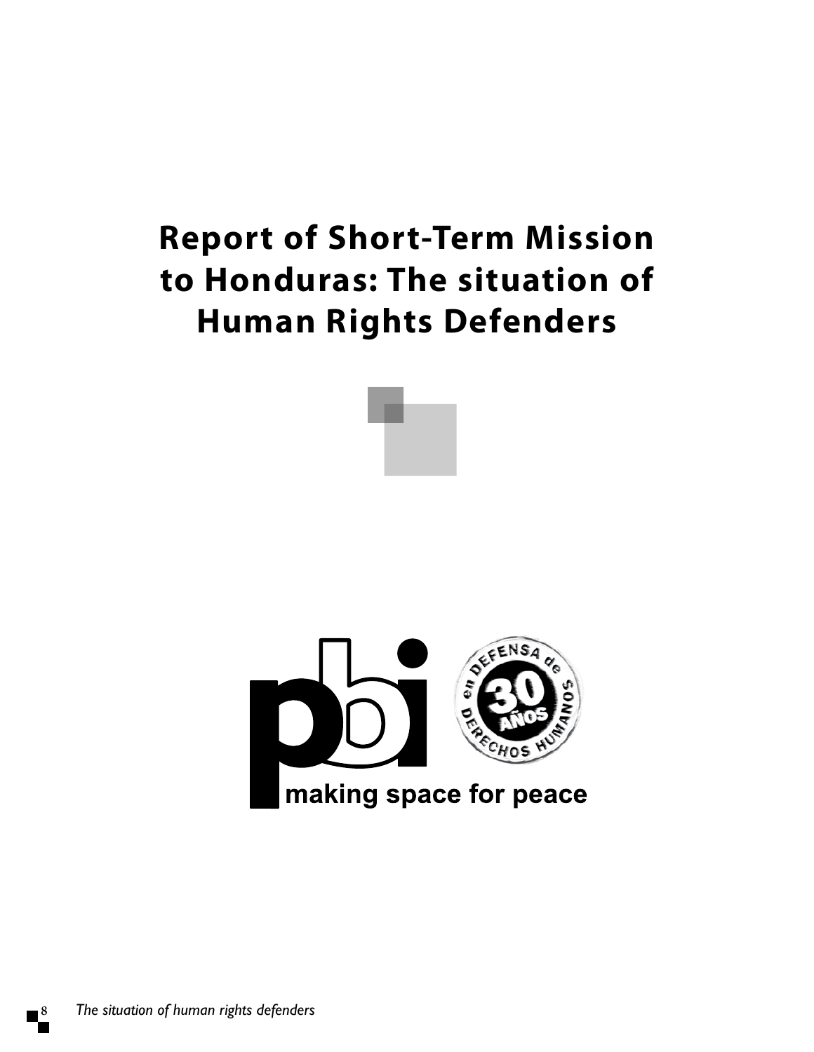# Report of Short-Term Mission to Honduras: The situation of Human Rights Defenders

pbi

en DEFENSA de DERECHOS HUMANOS 30 AÑOS

making space for peace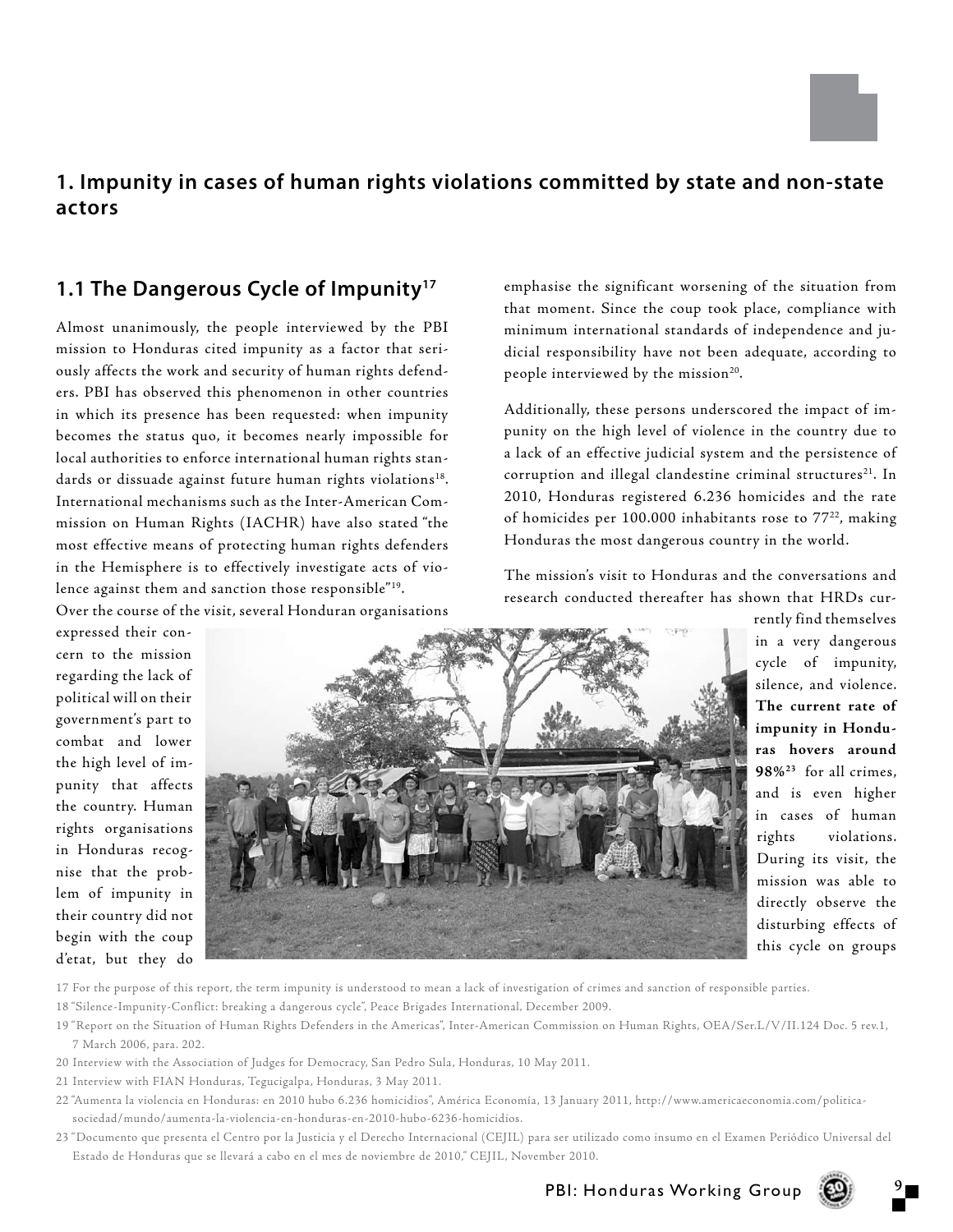# 1. Impunity in cases of human rights violations committed by state and non-state actors

## 1.1 The Dangerous Cycle of Impunity[17]

Almost unanimously, the people interviewed by the PBI mission to Honduras cited impunity as a factor that seriously affects the work and security of human rights defenders. PBI has observed this phenomenon in other countries in which its presence has been requested: when impunity becomes the status quo, it becomes nearly impossible for local authorities to enforce international human rights standards or dissuade against future human rights violations[18]. International mechanisms such as the Inter-American Commission on Human Rights (IACHR) have also stated "the most effective means of protecting human rights defenders in the Hemisphere is to effectively investigate acts of violence against them and sanction those responsible"[19].

Over the course of the visit, several Honduran organisations expressed their concern to the mission regarding the lack of political will on their government's part to combat and lower the high level of impunity that affects the country. Human rights organisations in Honduras recognise that the problem of impunity in their country did not begin with the coup d'etat, but they do emphasise the significant worsening of the situation from that moment. Since the coup took place, compliance with minimum international standards of independence and judicial responsibility have not been adequate, according to people interviewed by the mission[20].

Additionally, these persons underscored the impact of impunity on the high level of violence in the country due to a lack of an effective judicial system and the persistence of corruption and illegal clandestine criminal structures[21]. In 2010, Honduras registered 6.236 homicides and the rate of homicides per 100.000 inhabitants rose to 77[22], making Honduras the most dangerous country in the world.

The mission's visit to Honduras and the conversations and research conducted thereafter has shown that HRDs currently find themselves in a very dangerous cycle of impunity, silence, and violence. **The current rate of impunity in Honduras hovers around 98%[23]** for all crimes, and is even higher in cases of human rights violations. During its visit, the mission was able to directly observe the disturbing effects of this cycle on groups

---

17 For the purpose of this report, the term impunity is understood to mean a lack of investigation of crimes and sanction of responsible parties.

18 "Silence-Impunity-Conflict: breaking a dangerous cycle", Peace Brigades International, December 2009.

19 "Report on the Situation of Human Rights Defenders in the Americas", Inter-American Commission on Human Rights, OEA/Ser.L/V/II.124 Doc. 5 rev.1, 7 March 2006, para. 202.

20 Interview with the Association of Judges for Democracy, San Pedro Sula, Honduras, 10 May 2011.

21 Interview with FIAN Honduras, Tegucigalpa, Honduras, 3 May 2011.

22 "Aumenta la violencia en Honduras: en 2010 hubo 6.236 homicidios", América Economía, 13 January 2011, http://www.americaeconomia.com/politica-sociedad/mundo/aumenta-la-violencia-en-honduras-en-2010-hubo-6236-homicidios.

23 "Documento que presenta el Centro por la Justicia y el Derecho Internacional (CEJIL) para ser utilizado como insumo en el Examen Periódico Universal del Estado de Honduras que se llevará a cabo en el mes de noviembre de 2010," CEJIL, November 2010.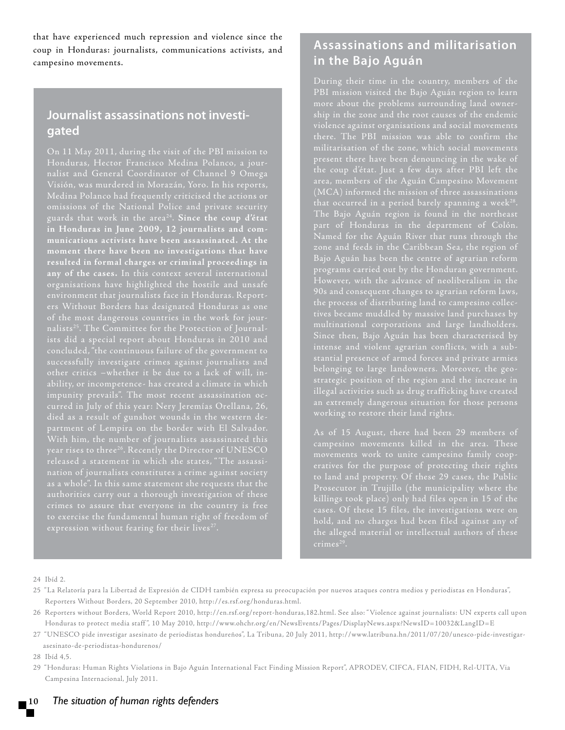that have experienced much repression and violence since the coup in Honduras: journalists, communications activists, and campesino movements.

## Journalist assassinations not investigated

On 11 May 2011, during the visit of the PBI mission to Honduras, Hector Francisco Medina Polanco, a journalist and General Coordinator of Channel 9 Omega Visión, was murdered in Morazán, Yoro. In his reports, Medina Polanco had frequently criticised the actions or omissions of the National Police and private security guards that work in the area[24]. **Since the coup d'état in Honduras in June 2009, 12 journalists and communications activists have been assassinated. At the moment there have been no investigations that have resulted in formal charges or criminal proceedings in any of the cases.** In this context several international organisations have highlighted the hostile and unsafe environment that journalists face in Honduras. Reporters Without Borders has designated Honduras as one of the most dangerous countries in the work for journalists[25]. The Committee for the Protection of Journalists did a special report about Honduras in 2010 and concluded, "the continuous failure of the government to successfully investigate crimes against journalists and other critics –whether it be due to a lack of will, inability, or incompetence- has created a climate in which impunity prevails". The most recent assassination occurred in July of this year: Nery Jeremías Orellana, 26, died as a result of gunshot wounds in the western department of Lempira on the border with El Salvador. With him, the number of journalists assassinated this year rises to three[26]. Recently the Director of UNESCO released a statement in which she states, "The assassination of journalists constitutes a crime against society as a whole". In this same statement she requests that the authorities carry out a thorough investigation of these crimes to assure that everyone in the country is free to exercise the fundamental human right of freedom of expression without fearing for their lives[27].

## Assassinations and militarisation in the Bajo Aguán

During their time in the country, members of the PBI mission visited the Bajo Aguán region to learn more about the problems surrounding land ownership in the zone and the root causes of the endemic violence against organisations and social movements there. The PBI mission was able to confirm the militarisation of the zone, which social movements present there have been denouncing in the wake of the coup d'état. Just a few days after PBI left the area, members of the Aguán Campesino Movement (MCA) informed the mission of three assassinations that occurred in a period barely spanning a week[28]. The Bajo Aguán region is found in the northeast part of Honduras in the department of Colón. Named for the Aguán River that runs through the zone and feeds in the Caribbean Sea, the region of Bajo Aguán has been the centre of agrarian reform programs carried out by the Honduran government. However, with the advance of neoliberalism in the 90s and consequent changes to agrarian reform laws, the process of distributing land to campesino collectives became muddled by massive land purchases by multinational corporations and large landholders. Since then, Bajo Aguán has been characterised by intense and violent agrarian conflicts, with a substantial presence of armed forces and private armies belonging to large landowners. Moreover, the geostrategic position of the region and the increase in illegal activities such as drug trafficking have created an extremely dangerous situation for those persons working to restore their land rights.

As of 15 August, there had been 29 members of campesino movements killed in the area. These movements work to unite campesino family cooperatives for the purpose of protecting their rights to land and property. Of these 29 cases, the Public Prosecutor in Trujillo (the municipality where the killings took place) only had files open in 15 of the cases. Of these 15 files, the investigations were on hold, and no charges had been filed against any of the alleged material or intellectual authors of these crimes[29].

---

24 Ibíd 2.

25 "La Relatoría para la Libertad de Expresión de CIDH también expresa su preocupación por nuevos ataques contra medios y periodistas en Honduras", Reporters Without Borders, 20 September 2010, http://es.rsf.org/honduras.html.

26 Reporters without Borders, World Report 2010, http://en.rsf.org/report-honduras,182.html. See also: "Violence against journalists: UN experts call upon Honduras to protect media staff", 10 May 2010, http://www.ohchr.org/en/NewsEvents/Pages/DisplayNews.aspx?NewsID=10032&LangID=E

27 "UNESCO pide investigar asesinato de periodistas hondureños", La Tribuna, 20 July 2011, http://www.latribuna.hn/2011/07/20/unesco-pide-investigar-asesinato-de-periodistas-hondurenos/

28 Ibíd 4,5.

29 "Honduras: Human Rights Violations in Bajo Aguán International Fact Finding Mission Report", APRODEV, CIFCA, FIAN, FIDH, Rel-UITA, Via Campesina Internacional, July 2011.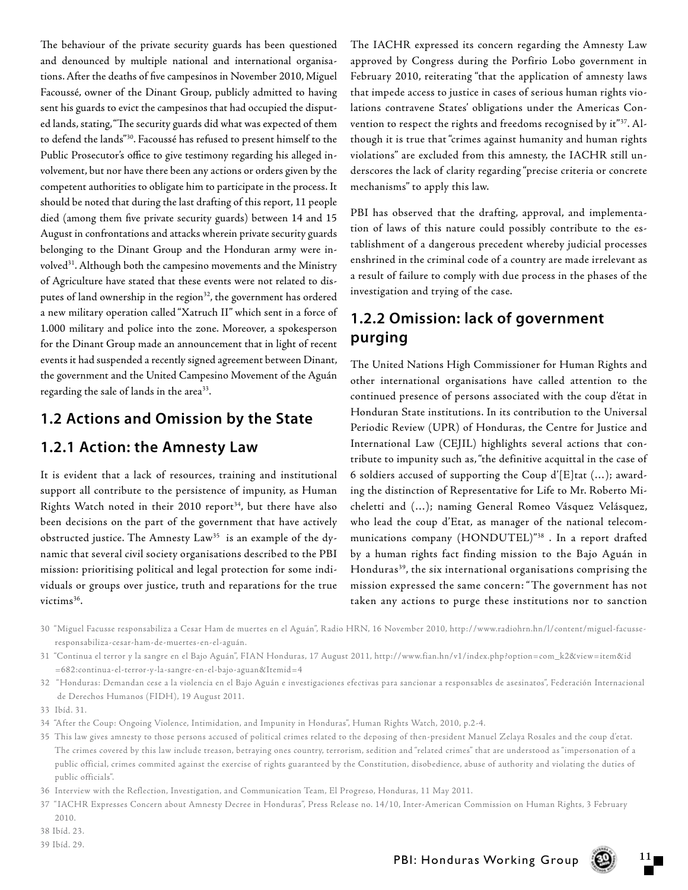The behaviour of the private security guards has been questioned and denounced by multiple national and international organisations. After the deaths of five campesinos in November 2010, Miguel Facoussé, owner of the Dinant Group, publicly admitted to having sent his guards to evict the campesinos that had occupied the disputed lands, stating, "The security guards did what was expected of them to defend the lands"[30]. Facoussé has refused to present himself to the Public Prosecutor's office to give testimony regarding his alleged involvement, but nor have there been any actions or orders given by the competent authorities to obligate him to participate in the process. It should be noted that during the last drafting of this report, 11 people died (among them five private security guards) between 14 and 15 August in confrontations and attacks wherein private security guards belonging to the Dinant Group and the Honduran army were involved[31]. Although both the campesino movements and the Ministry of Agriculture have stated that these events were not related to disputes of land ownership in the region[32], the government has ordered a new military operation called "Xatruch II" which sent in a force of 1.000 military and police into the zone. Moreover, a spokesperson for the Dinant Group made an announcement that in light of recent events it had suspended a recently signed agreement between Dinant, the government and the United Campesino Movement of the Aguán regarding the sale of lands in the area[33].

## 1.2 Actions and Omission by the State

### 1.2.1 Action: the Amnesty Law

It is evident that a lack of resources, training and institutional support all contribute to the persistence of impunity, as Human Rights Watch noted in their 2010 report[34], but there have also been decisions on the part of the government that have actively obstructed justice. The Amnesty Law[35] is an example of the dynamic that several civil society organisations described to the PBI mission: prioritising political and legal protection for some individuals or groups over justice, truth and reparations for the true victims[36].

The IACHR expressed its concern regarding the Amnesty Law approved by Congress during the Porfirio Lobo government in February 2010, reiterating "that the application of amnesty laws that impede access to justice in cases of serious human rights violations contravene States' obligations under the Americas Convention to respect the rights and freedoms recognised by it"[37]. Although it is true that "crimes against humanity and human rights violations" are excluded from this amnesty, the IACHR still underscores the lack of clarity regarding "precise criteria or concrete mechanisms" to apply this law.

PBI has observed that the drafting, approval, and implementation of laws of this nature could possibly contribute to the establishment of a dangerous precedent whereby judicial processes enshrined in the criminal code of a country are made irrelevant as a result of failure to comply with due process in the phases of the investigation and trying of the case.

### 1.2.2 Omission: lack of government purging

The United Nations High Commissioner for Human Rights and other international organisations have called attention to the continued presence of persons associated with the coup d'état in Honduran State institutions. In its contribution to the Universal Periodic Review (UPR) of Honduras, the Centre for Justice and International Law (CEJIL) highlights several actions that contribute to impunity such as, "the definitive acquittal in the case of 6 soldiers accused of supporting the Coup d'[E]tat (…); awarding the distinction of Representative for Life to Mr. Roberto Micheletti and (…); naming General Romeo Vásquez Velásquez, who lead the coup d'Etat, as manager of the national telecommunications company (HONDUTEL)"[38] . In a report drafted by a human rights fact finding mission to the Bajo Aguán in Honduras[39], the six international organisations comprising the mission expressed the same concern: "The government has not taken any actions to purge these institutions nor to sanction

---

30 "Miguel Facusse responsabiliza a Cesar Ham de muertes en el Aguán", Radio HRN, 16 November 2010, http://www.radiohrn.hn/l/content/miguel-facusse-responsabiliza-cesar-ham-de-muertes-en-el-aguán.

31 "Continua el terror y la sangre en el Bajo Aguán", FIAN Honduras, 17 August 2011, http://www.fian.hn/v1/index.php?option=com_k2&view=item&id=682:continua-el-terror-y-la-sangre-en-el-bajo-aguan&Itemid=4

32 "Honduras: Demandan cese a la violencia en el Bajo Aguán e investigaciones efectivas para sancionar a responsables de asesinatos", Federación Internacional de Derechos Humanos (FIDH), 19 August 2011.

33 Ibíd. 31.

34 "After the Coup: Ongoing Violence, Intimidation, and Impunity in Honduras", Human Rights Watch, 2010, p.2-4.

35 This law gives amnesty to those persons accused of political crimes related to the deposing of then-president Manuel Zelaya Rosales and the coup d'etat. The crimes covered by this law include treason, betraying ones country, terrorism, sedition and "related crimes" that are understood as "impersonation of a public official, crimes commited against the exercise of rights guaranteed by the Constitution, disobedience, abuse of authority and violating the duties of public officials".

36 Interview with the Reflection, Investigation, and Communication Team, El Progreso, Honduras, 11 May 2011.

37 "IACHR Expresses Concern about Amnesty Decree in Honduras", Press Release no. 14/10, Inter-American Commission on Human Rights, 3 February 2010.

38 Ibíd. 23.

39 Ibíd. 29.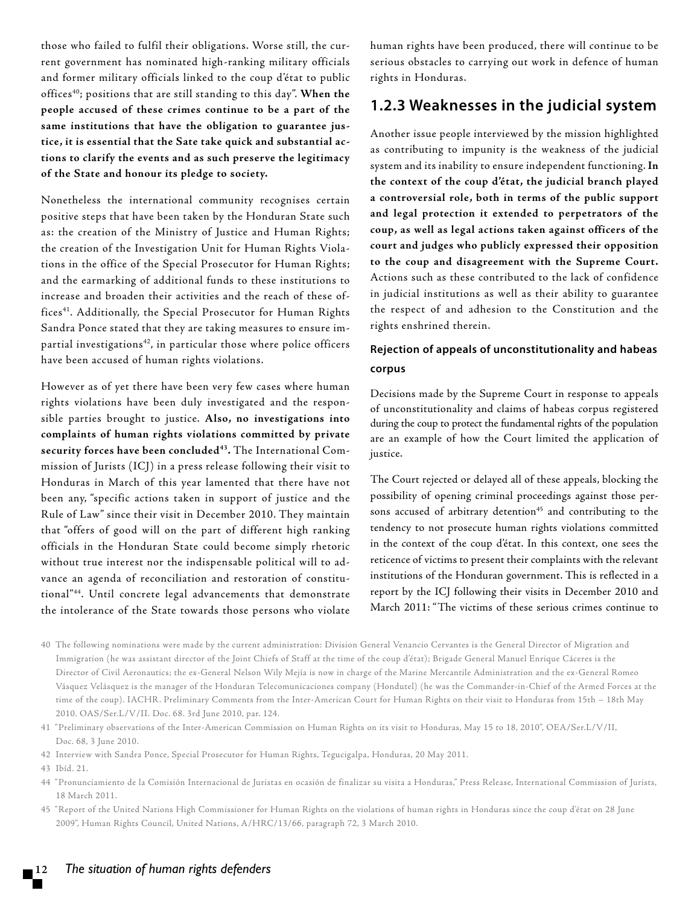those who failed to fulfil their obligations. Worse still, the current government has nominated high-ranking military officials and former military officials linked to the coup d'état to public offices[40]; positions that are still standing to this day". **When the people accused of these crimes continue to be a part of the same institutions that have the obligation to guarantee justice, it is essential that the Sate take quick and substantial actions to clarify the events and as such preserve the legitimacy of the State and honour its pledge to society.**

Nonetheless the international community recognises certain positive steps that have been taken by the Honduran State such as: the creation of the Ministry of Justice and Human Rights; the creation of the Investigation Unit for Human Rights Violations in the office of the Special Prosecutor for Human Rights; and the earmarking of additional funds to these institutions to increase and broaden their activities and the reach of these offices[41]. Additionally, the Special Prosecutor for Human Rights Sandra Ponce stated that they are taking measures to ensure impartial investigations[42], in particular those where police officers have been accused of human rights violations.

However as of yet there have been very few cases where human rights violations have been duly investigated and the responsible parties brought to justice. **Also, no investigations into complaints of human rights violations committed by private security forces have been concluded[43].** The International Commission of Jurists (ICJ) in a press release following their visit to Honduras in March of this year lamented that there have not been any, "specific actions taken in support of justice and the Rule of Law" since their visit in December 2010. They maintain that "offers of good will on the part of different high ranking officials in the Honduran State could become simply rhetoric without true interest nor the indispensable political will to advance an agenda of reconciliation and restoration of constitutional"[44]. Until concrete legal advancements that demonstrate the intolerance of the State towards those persons who violate human rights have been produced, there will continue to be serious obstacles to carrying out work in defence of human rights in Honduras.

## 1.2.3 Weaknesses in the judicial system

Another issue people interviewed by the mission highlighted as contributing to impunity is the weakness of the judicial system and its inability to ensure independent functioning. **In the context of the coup d'état, the judicial branch played a controversial role, both in terms of the public support and legal protection it extended to perpetrators of the coup, as well as legal actions taken against officers of the court and judges who publicly expressed their opposition to the coup and disagreement with the Supreme Court.** Actions such as these contributed to the lack of confidence in judicial institutions as well as their ability to guarantee the respect of and adhesion to the Constitution and the rights enshrined therein.

#### Rejection of appeals of unconstitutionality and habeas corpus

Decisions made by the Supreme Court in response to appeals of unconstitutionality and claims of habeas corpus registered during the coup to protect the fundamental rights of the population are an example of how the Court limited the application of justice.

The Court rejected or delayed all of these appeals, blocking the possibility of opening criminal proceedings against those persons accused of arbitrary detention[45] and contributing to the tendency to not prosecute human rights violations committed in the context of the coup d'état. In this context, one sees the reticence of victims to present their complaints with the relevant institutions of the Honduran government. This is reflected in a report by the ICJ following their visits in December 2010 and March 2011: "The victims of these serious crimes continue to

40 The following nominations were made by the current administration: Division General Venancio Cervantes is the General Director of Migration and Immigration (he was assistant director of the Joint Chiefs of Staff at the time of the coup d'état); Brigade General Manuel Enrique Cáceres is the Director of Civil Aeronautics; the ex-General Nelson Wily Mejía is now in charge of the Marine Mercantile Administration and the ex-General Romeo Vásquez Velásquez is the manager of the Honduran Telecomunicaciones company (Hondutel) (he was the Commander-in-Chief of the Armed Forces at the time of the coup). IACHR. Preliminary Comments from the Inter-American Court for Human Rights on their visit to Honduras from 15th – 18th May 2010. OAS/Ser.L/V/II. Doc. 68. 3rd June 2010, par. 124.

41 "Preliminary observations of the Inter-American Commission on Human Rights on its visit to Honduras, May 15 to 18, 2010", OEA/Ser.L/V/II, Doc. 68, 3 June 2010.

42 Interview with Sandra Ponce, Special Prosecutor for Human Rights, Tegucigalpa, Honduras, 20 May 2011.

43 Ibíd. 21.

44 "Pronunciamiento de la Comisión Internacional de Juristas en ocasión de finalizar su visita a Honduras," Press Release, International Commission of Jurists, 18 March 2011.

45 "Report of the United Nations High Commissioner for Human Rights on the violations of human rights in Honduras since the coup d'état on 28 June 2009", Human Rights Council, United Nations, A/HRC/13/66, paragraph 72, 3 March 2010.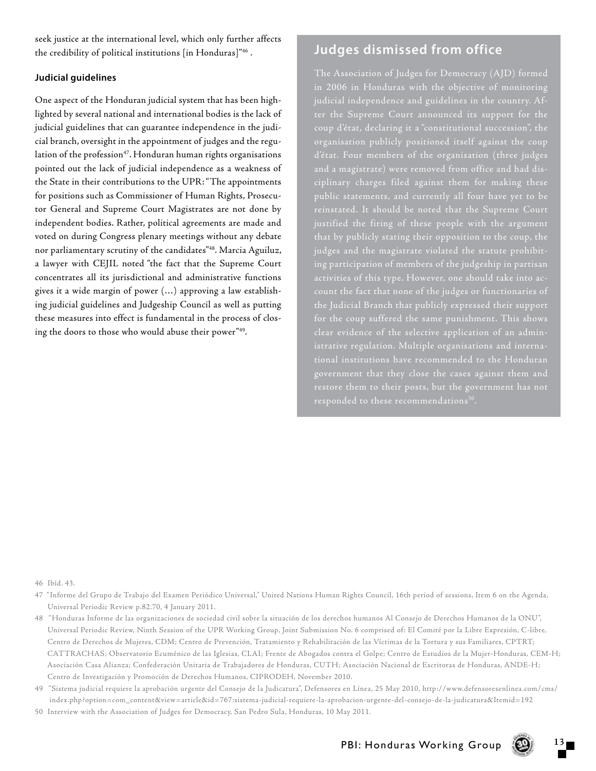seek justice at the international level, which only further affects the credibility of political institutions [in Honduras]"[46].

### Judicial guidelines

One aspect of the Honduran judicial system that has been highlighted by several national and international bodies is the lack of judicial guidelines that can guarantee independence in the judicial branch, oversight in the appointment of judges and the regulation of the profession[47]. Honduran human rights organisations pointed out the lack of judicial independence as a weakness of the State in their contributions to the UPR: "The appointments for positions such as Commissioner of Human Rights, Prosecutor General and Supreme Court Magistrates are not done by independent bodies. Rather, political agreements are made and voted on during Congress plenary meetings without any debate nor parliamentary scrutiny of the candidates"[48]. Marcia Aguiluz, a lawyer with CEJIL noted "the fact that the Supreme Court concentrates all its jurisdictional and administrative functions gives it a wide margin of power (…) approving a law establishing judicial guidelines and Judgeship Council as well as putting these measures into effect is fundamental in the process of closing the doors to those who would abuse their power"[49].

## Judges dismissed from office

The Association of Judges for Democracy (AJD) formed in 2006 in Honduras with the objective of monitoring judicial independence and guidelines in the country. After the Supreme Court announced its support for the coup d'état, declaring it a "constitutional succession", the organisation publicly positioned itself against the coup d'état. Four members of the organisation (three judges and a magistrate) were removed from office and had disciplinary charges filed against them for making these public statements, and currently all four have yet to be reinstated. It should be noted that the Supreme Court justified the firing of these people with the argument that by publicly stating their opposition to the coup, the judges and the magistrate violated the statute prohibiting participation of members of the judgeship in partisan activities of this type. However, one should take into account the fact that none of the judges or functionaries of the Judicial Branch that publicly expressed their support for the coup suffered the same punishment. This shows clear evidence of the selective application of an administrative regulation. Multiple organisations and international institutions have recommended to the Honduran government that they close the cases against them and restore them to their posts, but the government has not responded to these recommendations[50].

46 Ibíd. 43.

47 "Informe del Grupo de Trabajo del Examen Periódico Universal," United Nations Human Rights Council, 16th period of sessions, Item 6 on the Agenda, Universal Periodic Review p.82.70, 4 January 2011.

48 "Honduras Informe de las organizaciones de sociedad civil sobre la situación de los derechos humanos Al Consejo de Derechos Humanos de la ONU", Universal Periodic Review, Ninth Session of the UPR Working Group, Joint Submission No. 6 comprised of: El Comité por la Libre Expresión, C-libre, Centro de Derechos de Mujeres, CDM; Centro de Prevención, Tratamiento y Rehabilitación de las Víctimas de la Tortura y sus Familiares, CPTRT; CATTRACHAS; Observatorio Ecuménico de las Iglesias, CLAI; Frente de Abogados contra el Golpe; Centro de Estudios de la Mujer-Honduras, CEM-H; Asociación Casa Alianza; Confederación Unitaria de Trabajadores de Honduras, CUTH; Asociación Nacional de Escritoras de Honduras, ANDE-H; Centro de Investigación y Promoción de Derechos Humanos, CIPRODEH, November 2010.

49 "Sistema judicial requiere la aprobación urgente del Consejo de la Judicatura", Defensores en Línea, 25 May 2010, http://www.defensoresenlinea.com/cms/index.php?option=com_content&view=article&id=767:sistema-judicial-requiere-la-aprobacion-urgente-del-consejo-de-la-judicatura&Itemid=192

50 Interview with the Association of Judges for Democracy, San Pedro Sula, Honduras, 10 May 2011.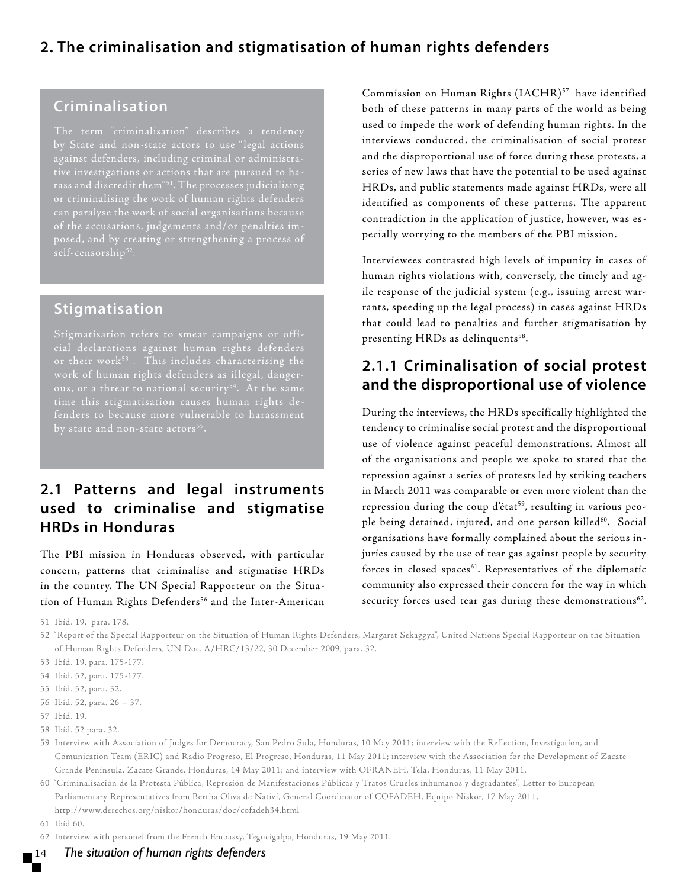## 2. The criminalisation and stigmatisation of human rights defenders

### Criminalisation

The term "criminalisation" describes a tendency by State and non-state actors to use "legal actions against defenders, including criminal or administrative investigations or actions that are pursued to harass and discredit them"[51]. The processes judicialising or criminalising the work of human rights defenders can paralyse the work of social organisations because of the accusations, judgements and/or penalties imposed, and by creating or strengthening a process of self-censorship[52].

### Stigmatisation

Stigmatisation refers to smear campaigns or official declarations against human rights defenders or their work[53] . This includes characterising the work of human rights defenders as illegal, dangerous, or a threat to national security[54]. At the same time this stigmatisation causes human rights defenders to because more vulnerable to harassment by state and non-state actors[55].

### 2.1 Patterns and legal instruments used to criminalise and stigmatise HRDs in Honduras

The PBI mission in Honduras observed, with particular concern, patterns that criminalise and stigmatise HRDs in the country. The UN Special Rapporteur on the Situation of Human Rights Defenders[56] and the Inter-American Commission on Human Rights (IACHR)[57] have identified both of these patterns in many parts of the world as being used to impede the work of defending human rights. In the interviews conducted, the criminalisation of social protest and the disproportional use of force during these protests, a series of new laws that have the potential to be used against HRDs, and public statements made against HRDs, were all identified as components of these patterns. The apparent contradiction in the application of justice, however, was especially worrying to the members of the PBI mission.

Interviewees contrasted high levels of impunity in cases of human rights violations with, conversely, the timely and agile response of the judicial system (e.g., issuing arrest warrants, speeding up the legal process) in cases against HRDs that could lead to penalties and further stigmatisation by presenting HRDs as delinquents[58].

#### 2.1.1 Criminalisation of social protest and the disproportional use of violence

During the interviews, the HRDs specifically highlighted the tendency to criminalise social protest and the disproportional use of violence against peaceful demonstrations. Almost all of the organisations and people we spoke to stated that the repression against a series of protests led by striking teachers in March 2011 was comparable or even more violent than the repression during the coup d'état[59], resulting in various people being detained, injured, and one person killed[60]. Social organisations have formally complained about the serious injuries caused by the use of tear gas against people by security forces in closed spaces[61]. Representatives of the diplomatic community also expressed their concern for the way in which security forces used tear gas during these demonstrations[62].

---

51 Ibíd. 19, para. 178.

52 "Report of the Special Rapporteur on the Situation of Human Rights Defenders, Margaret Sekaggya", United Nations Special Rapporteur on the Situation of Human Rights Defenders, UN Doc. A/HRC/13/22, 30 December 2009, para. 32.

53 Ibíd. 19, para. 175-177.

54 Ibíd. 52, para. 175-177.

55 Ibíd. 52, para. 32.

56 Ibíd. 52, para. 26 – 37.

57 Ibíd. 19.

58 Ibíd. 52 para. 32.

59 Interview with Association of Judges for Democracy, San Pedro Sula, Honduras, 10 May 2011; interview with the Reflection, Investigation, and Comunication Team (ERIC) and Radio Progreso, El Progreso, Honduras, 11 May 2011; interview with the Association for the Development of Zacate Grande Peninsula, Zacate Grande, Honduras, 14 May 2011; and interview with OFRANEH, Tela, Honduras, 11 May 2011.

60 "Criminalización de la Protesta Pública, Represión de Manifestaciones Públicas y Tratos Crueles inhumanos y degradantes", Letter to European Parliamentary Representatives from Bertha Oliva de Nativí, General Coordinator of COFADEH, Equipo Niskor, 17 May 2011, http://www.derechos.org/niskor/honduras/doc/cofadeh34.html

61 Ibíd 60.

62 Interview with personel from the French Embassy, Tegucigalpa, Honduras, 19 May 2011.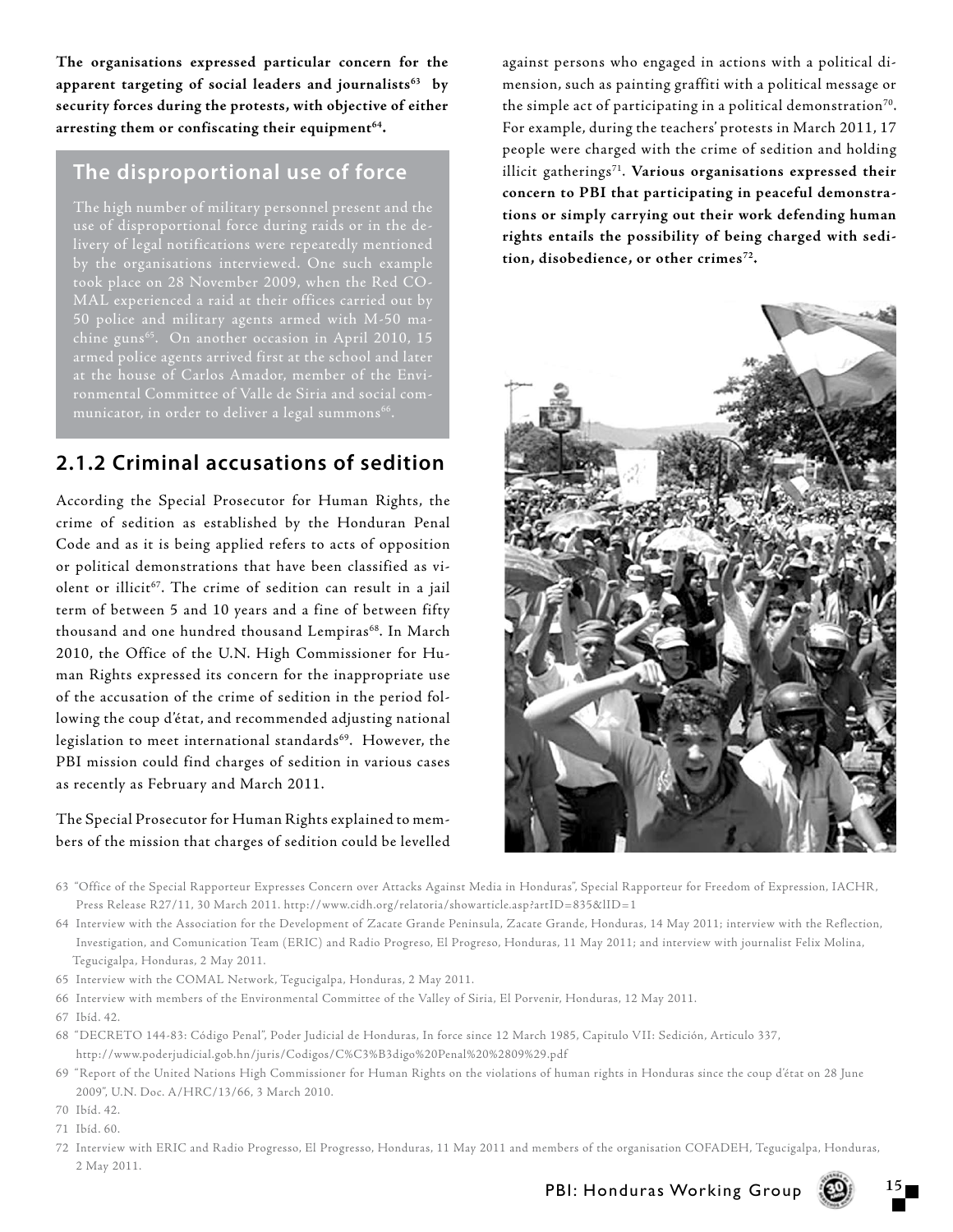**The organisations expressed particular concern for the apparent targeting of social leaders and journalists[63] by security forces during the protests, with objective of either arresting them or confiscating their equipment[64].**

## The disproportional use of force

The high number of military personnel present and the use of disproportional force during raids or in the delivery of legal notifications were repeatedly mentioned by the organisations interviewed. One such example took place on 28 November 2009, when the Red COMAL experienced a raid at their offices carried out by 50 police and military agents armed with M-50 machine guns[65]. On another occasion in April 2010, 15 armed police agents arrived first at the school and later at the house of Carlos Amador, member of the Environmental Committee of Valle de Siria and social communicator, in order to deliver a legal summons[66].

## 2.1.2 Criminal accusations of sedition

According the Special Prosecutor for Human Rights, the crime of sedition as established by the Honduran Penal Code and as it is being applied refers to acts of opposition or political demonstrations that have been classified as violent or illicit[67]. The crime of sedition can result in a jail term of between 5 and 10 years and a fine of between fifty thousand and one hundred thousand Lempiras[68]. In March 2010, the Office of the U.N. High Commissioner for Human Rights expressed its concern for the inappropriate use of the accusation of the crime of sedition in the period following the coup d'état, and recommended adjusting national legislation to meet international standards[69]. However, the PBI mission could find charges of sedition in various cases as recently as February and March 2011.

The Special Prosecutor for Human Rights explained to members of the mission that charges of sedition could be levelled against persons who engaged in actions with a political dimension, such as painting graffiti with a political message or the simple act of participating in a political demonstration[70]. For example, during the teachers' protests in March 2011, 17 people were charged with the crime of sedition and holding illicit gatherings[71]. **Various organisations expressed their concern to PBI that participating in peaceful demonstrations or simply carrying out their work defending human rights entails the possibility of being charged with sedition, disobedience, or other crimes[72].**

---

63 "Office of the Special Rapporteur Expresses Concern over Attacks Against Media in Honduras", Special Rapporteur for Freedom of Expression, IACHR, Press Release R27/11, 30 March 2011. http://www.cidh.org/relatoria/showarticle.asp?artID=835&lID=1

64 Interview with the Association for the Development of Zacate Grande Peninsula, Zacate Grande, Honduras, 14 May 2011; interview with the Reflection, Investigation, and Comunication Team (ERIC) and Radio Progreso, El Progreso, Honduras, 11 May 2011; and interview with journalist Felix Molina, Tegucigalpa, Honduras, 2 May 2011.

65 Interview with the COMAL Network, Tegucigalpa, Honduras, 2 May 2011.

66 Interview with members of the Environmental Committee of the Valley of Siria, El Porvenir, Honduras, 12 May 2011.

67 Ibíd. 42.

68 "DECRETO 144-83: Código Penal", Poder Judicial de Honduras, In force since 12 March 1985, Capitulo VII: Sedición, Articulo 337, http://www.poderjudicial.gob.hn/juris/Codigos/C%C3%B3digo%20Penal%20%2809%29.pdf

69 "Report of the United Nations High Commissioner for Human Rights on the violations of human rights in Honduras since the coup d'état on 28 June 2009", U.N. Doc. A/HRC/13/66, 3 March 2010.

70 Ibíd. 42.

71 Ibíd. 60.

72 Interview with ERIC and Radio Progresso, El Progresso, Honduras, 11 May 2011 and members of the organisation COFADEH, Tegucigalpa, Honduras, 2 May 2011.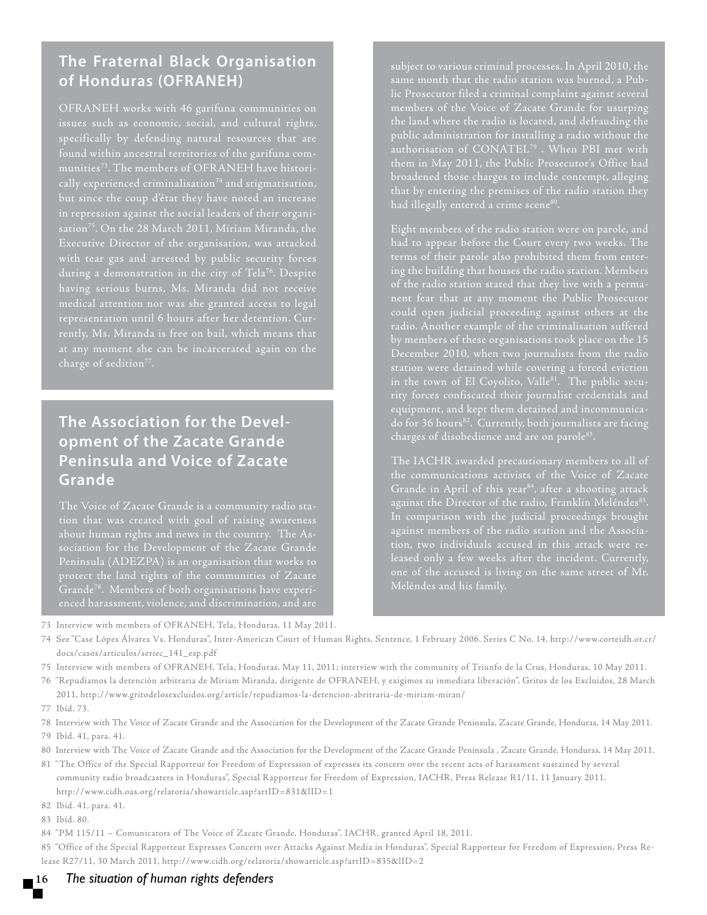## The Fraternal Black Organisation of Honduras (OFRANEH)

OFRANEH works with 46 garifuna communities on issues such as economic, social, and cultural rights, specifically by defending natural resources that are found within ancestral territories of the garifuna communities[73]. The members of OFRANEH have historically experienced criminalisation[74] and stigmatisation, but since the coup d'état they have noted an increase in repression against the social leaders of their organisation[75]. On the 28 March 2011, Miriam Miranda, the Executive Director of the organisation, was attacked with tear gas and arrested by public security forces during a demonstration in the city of Tela[76]. Despite having serious burns, Ms. Miranda did not receive medical attention nor was she granted access to legal representation until 6 hours after her detention. Currently, Ms. Miranda is free on bail, which means that at any moment she can be incarcerated again on the charge of sedition[77].

## The Association for the Development of the Zacate Grande Peninsula and Voice of Zacate Grande

The Voice of Zacate Grande is a community radio station that was created with goal of raising awareness about human rights and news in the country. The Association for the Development of the Zacate Grande Peninsula (ADEZPA) is an organisation that works to protect the land rights of the communities of Zacate Grande[78]. Members of both organisations have experienced harassment, violence, and discrimination, and are subject to various criminal processes. In April 2010, the same month that the radio station was burned, a Public Prosecutor filed a criminal complaint against several members of the Voice of Zacate Grande for usurping the land where the radio is located, and defrauding the public administration for installing a radio without the authorisation of CONATEL[79] . When PBI met with them in May 2011, the Public Prosecutor's Office had broadened those charges to include contempt, alleging that by entering the premises of the radio station they had illegally entered a crime scene[80].

Eight members of the radio station were on parole, and had to appear before the Court every two weeks. The terms of their parole also prohibited them from entering the building that houses the radio station. Members of the radio station stated that they live with a permanent fear that at any moment the Public Prosecutor could open judicial proceeding against others at the radio. Another example of the criminalisation suffered by members of these organisations took place on the 15 December 2010, when two journalists from the radio station were detained while covering a forced eviction in the town of El Coyolito, Valle[81]. The public security forces confiscated their journalist credentials and equipment, and kept them detained and incommunicado for 36 hours[82]. Currently, both journalists are facing charges of disobedience and are on parole[83].

The IACHR awarded precautionary members to all of the communications activists of the Voice of Zacate Grande in April of this year[84], after a shooting attack against the Director of the radio, Franklin Meléndes[85]. In comparison with the judicial proceedings brought against members of the radio station and the Association, two individuals accused in this attack were released only a few weeks after the incident. Currently, one of the accused is living on the same street of Mr. Meléndes and his family.

---

73 Interview with members of OFRANEH, Tela, Honduras, 11 May 2011.

74 See "Case Lópes Álvares Vs. Honduras", Inter-American Court of Human Rights, Sentence, 1 February 2006. Series C No. 14, http://www.corteidh.or.cr/docs/casos/articulos/seriec_141_esp.pdf

75 Interview with members of OFRANEH, Tela, Honduras, May 11, 2011; interview with the community of Triunfo de la Crus, Honduras, 10 May 2011.

76 "Repudiamos la detención arbitraria de Miriam Miranda, dirigente de OFRANEH, y exigimos su inmediata liberación", Gritos de los Excluidos, 28 March 2011, http://www.gritodelosexcluidos.org/article/repudiamos-la-detencion-abritraria-de-miriam-miran/

77 Ibíd. 73.

78 Interview with The Voice of Zacate Grande and the Association for the Development of the Zacate Grande Peninsula, Zacate Grande, Honduras, 14 May 2011.

79 Ibíd. 41, para. 41.

80 Interview with The Voice of Zacate Grande and the Association for the Development of the Zacate Grande Peninsula , Zacate Grande, Honduras, 14 May 2011.

81 "The Office of the Special Rapporteur for Freedom of Expression of expresses its concern over the recent acts of harassment sustained by several community radio broadcasters in Honduras", Special Rapporteur for Freedom of Expression, IACHR, Press Release R1/11, 11 January 2011, http://www.cidh.oas.org/relatoria/showarticle.asp?artID=831&lID=1

82 Ibíd. 41, para. 41.

83 Ibíd. 80.

84 "PM 115/11 – Comunicators of The Voice of Zacate Grande, Honduras", IACHR, granted April 18, 2011.

85 "Office of the Special Rapporteur Expresses Concern over Attacks Against Media in Honduras", Special Rapporteur for Freedom of Expression, Press Release R27/11, 30 March 2011, http://www.cidh.org/relatoria/showarticle.asp?artID=835&lID=2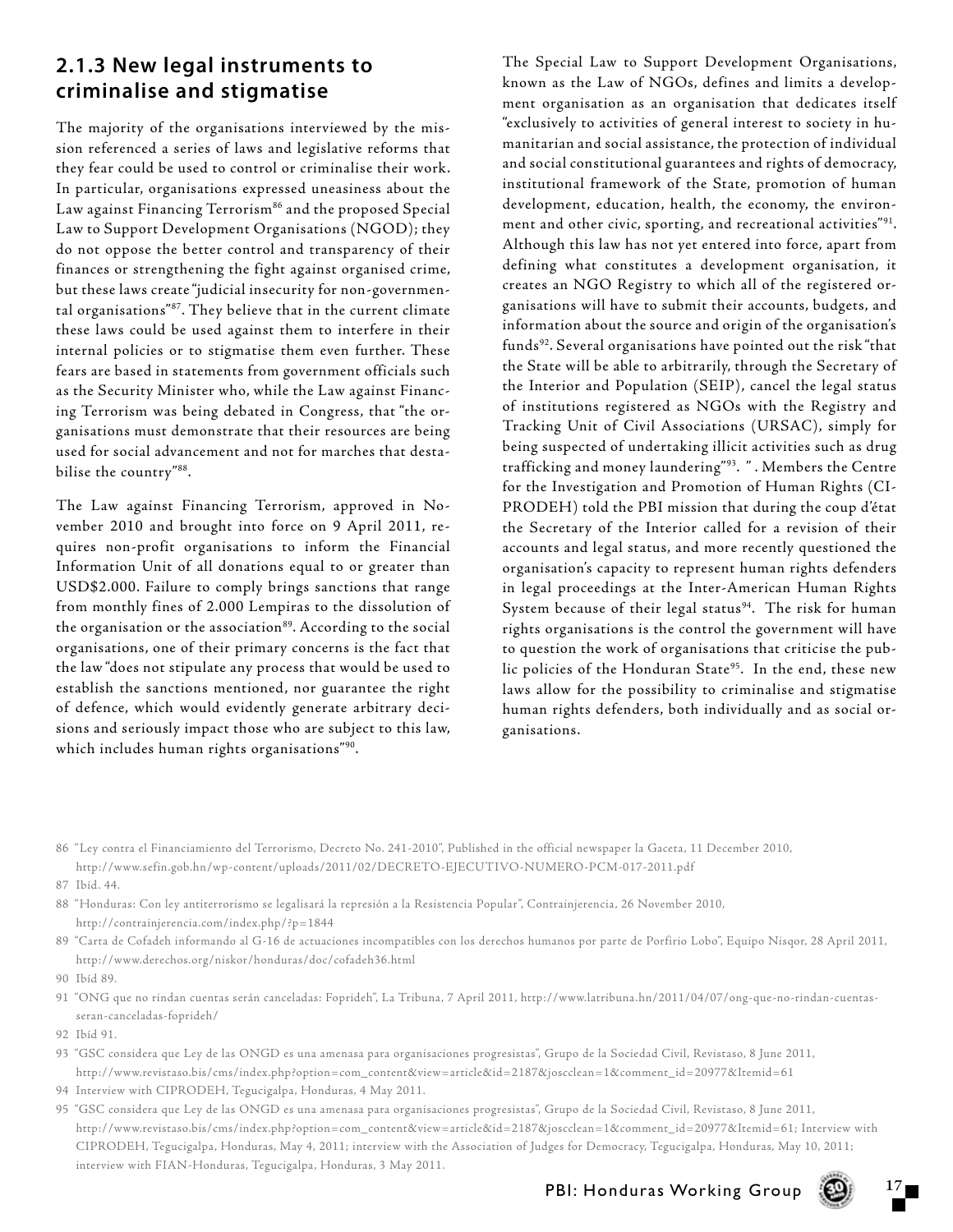## 2.1.3 New legal instruments to criminalise and stigmatise

The majority of the organisations interviewed by the mission referenced a series of laws and legislative reforms that they fear could be used to control or criminalise their work. In particular, organisations expressed uneasiness about the Law against Financing Terrorism[86] and the proposed Special Law to Support Development Organisations (NGOD); they do not oppose the better control and transparency of their finances or strengthening the fight against organised crime, but these laws create "judicial insecurity for non-governmental organisations"[87]. They believe that in the current climate these laws could be used against them to interfere in their internal policies or to stigmatise them even further. These fears are based in statements from government officials such as the Security Minister who, while the Law against Financing Terrorism was being debated in Congress, that "the organisations must demonstrate that their resources are being used for social advancement and not for marches that destabilise the country"[88].

The Law against Financing Terrorism, approved in November 2010 and brought into force on 9 April 2011, requires non-profit organisations to inform the Financial Information Unit of all donations equal to or greater than USD$2.000. Failure to comply brings sanctions that range from monthly fines of 2.000 Lempiras to the dissolution of the organisation or the association[89]. According to the social organisations, one of their primary concerns is the fact that the law "does not stipulate any process that would be used to establish the sanctions mentioned, nor guarantee the right of defence, which would evidently generate arbitrary decisions and seriously impact those who are subject to this law, which includes human rights organisations"[90].

The Special Law to Support Development Organisations, known as the Law of NGOs, defines and limits a development organisation as an organisation that dedicates itself "exclusively to activities of general interest to society in humanitarian and social assistance, the protection of individual and social constitutional guarantees and rights of democracy, institutional framework of the State, promotion of human development, education, health, the economy, the environment and other civic, sporting, and recreational activities"[91]. Although this law has not yet entered into force, apart from defining what constitutes a development organisation, it creates an NGO Registry to which all of the registered organisations will have to submit their accounts, budgets, and information about the source and origin of the organisation's funds[92]. Several organisations have pointed out the risk "that the State will be able to arbitrarily, through the Secretary of the Interior and Population (SEIP), cancel the legal status of institutions registered as NGOs with the Registry and Tracking Unit of Civil Associations (URSAC), simply for being suspected of undertaking illicit activities such as drug trafficking and money laundering"[93]. " . Members the Centre for the Investigation and Promotion of Human Rights (CIPRODEH) told the PBI mission that during the coup d'état the Secretary of the Interior called for a revision of their accounts and legal status, and more recently questioned the organisation's capacity to represent human rights defenders in legal proceedings at the Inter-American Human Rights System because of their legal status[94]. The risk for human rights organisations is the control the government will have to question the work of organisations that criticise the public policies of the Honduran State[95]. In the end, these new laws allow for the possibility to criminalise and stigmatise human rights defenders, both individually and as social organisations.

86 "Ley contra el Financiamiento del Terrorismo, Decreto No. 241-2010", Published in the official newspaper la Gaceta, 11 December 2010, http://www.sefin.gob.hn/wp-content/uploads/2011/02/DECRETO-EJECUTIVO-NUMERO-PCM-017-2011.pdf

87 Ibíd. 44.

88 "Honduras: Con ley antiterrorismo se legalisará la represión a la Resistencia Popular", Contrainjerencia, 26 November 2010, http://contrainjerencia.com/index.php/?p=1844

89 "Carta de Cofadeh informando al G-16 de actuaciones incompatibles con los derechos humanos por parte de Porfirio Lobo", Equipo Nisqor, 28 April 2011, http://www.derechos.org/niskor/honduras/doc/cofadeh36.html

90 Ibíd 89.

91 "ONG que no rindan cuentas serán canceladas: Foprideh", La Tribuna, 7 April 2011, http://www.latribuna.hn/2011/04/07/ong-que-no-rindan-cuentas-seran-canceladas-foprideh/

92 Ibíd 91.

93 "GSC considera que Ley de las ONGD es una amenasa para organisaciones progresistas", Grupo de la Sociedad Civil, Revistaso, 8 June 2011, http://www.revistaso.bis/cms/index.php?option=com_content&view=article&id=2187&joscclean=1&comment_id=20977&Itemid=61

94 Interview with CIPRODEH, Tegucigalpa, Honduras, 4 May 2011.

95 "GSC considera que Ley de las ONGD es una amenasa para organisaciones progresistas", Grupo de la Sociedad Civil, Revistaso, 8 June 2011, http://www.revistaso.bis/cms/index.php?option=com_content&view=article&id=2187&joscclean=1&comment_id=20977&Itemid=61; Interview with CIPRODEH, Tegucigalpa, Honduras, May 4, 2011; interview with the Association of Judges for Democracy, Tegucigalpa, Honduras, May 10, 2011; interview with FIAN-Honduras, Tegucigalpa, Honduras, 3 May 2011.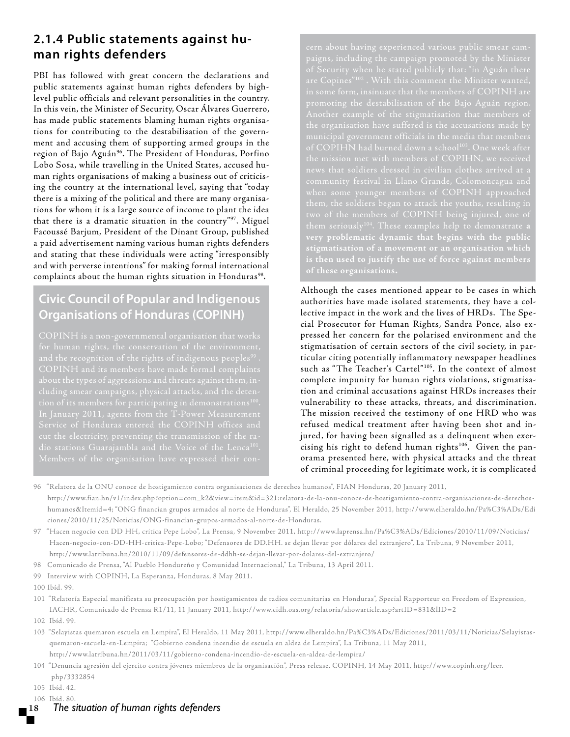### 2.1.4 Public statements against human rights defenders

PBI has followed with great concern the declarations and public statements against human rights defenders by high-level public officials and relevant personalities in the country. In this vein, the Minister of Security, Oscar Álvares Guerrero, has made public statements blaming human rights organisations for contributing to the destabilisation of the government and accusing them of supporting armed groups in the region of Bajo Aguán[96]. The President of Honduras, Porfino Lobo Sosa, while travelling in the United States, accused human rights organisations of making a business out of criticising the country at the international level, saying that "today there is a mixing of the political and there are many organisations for whom it is a large source of income to plant the idea that there is a dramatic situation in the country"[97]. Miguel Facoussé Barjum, President of the Dinant Group, published a paid advertisement naming various human rights defenders and stating that these individuals were acting "irresponsibly and with perverse intentions" for making formal international complaints about the human rights situation in Honduras[98].

#### Civic Council of Popular and Indigenous Organisations of Honduras (COPINH)

COPINH is a non-governmental organisation that works for human rights, the conservation of the environment, and the recognition of the rights of indigenous peoples[99]. COPINH and its members have made formal complaints about the types of aggressions and threats against them, including smear campaigns, physical attacks, and the detention of its members for participating in demonstrations[100]. In January 2011, agents from the T-Power Measurement Service of Honduras entered the COPINH offices and cut the electricity, preventing the transmission of the radio stations Guarajambla and the Voice of the Lenca[101]. Members of the organisation have expressed their concern about having experienced various public smear campaigns, including the campaign promoted by the Minister of Security when he stated publicly that: "in Aguán there are Copines"[102]. With this comment the Minister wanted, in some form, insinuate that the members of COPINH are promoting the destabilisation of the Bajo Aguán region. Another example of the stigmatisation that members of the organisation have suffered is the accusations made by municipal government officials in the media that members of COPIHN had burned down a school[103]. One week after the mission met with members of COPIHN, we received news that soldiers dressed in civilian clothes arrived at a community festival in Llano Grande, Colomoncagua and when some younger members of COPINH approached them, the soldiers began to attack the youths, resulting in two of the members of COPINH being injured, one of them seriously[104]. These examples help to demonstrate **a very problematic dynamic that begins with the public stigmatisation of a movement or an organisation which is then used to justify the use of force against members of these organisations.**

Although the cases mentioned appear to be cases in which authorities have made isolated statements, they have a collective impact in the work and the lives of HRDs. The Special Prosecutor for Human Rights, Sandra Ponce, also expressed her concern for the polarised environment and the stigmatisation of certain sectors of the civil society, in particular citing potentially inflammatory newspaper headlines such as "The Teacher's Cartel"[105]. In the context of almost complete impunity for human rights violations, stigmatisation and criminal accusations against HRDs increases their vulnerability to these attacks, threats, and discrimination. The mission received the testimony of one HRD who was refused medical treatment after having been shot and injured, for having been signalled as a delinquent when exercising his right to defend human rights[106]. Given the panorama presented here, with physical attacks and the threat of criminal proceeding for legitimate work, it is complicated

---

96 "Relatora de la ONU conoce de hostigamiento contra organisaciones de derechos humanos", FIAN Honduras, 20 January 2011, http://www.fian.hn/v1/index.php?option=com_k2&view=item&id=321:relatora-de-la-onu-conoce-de-hostigamiento-contra-organisaciones-de-derechos-humanos&Itemid=4; "ONG financian grupos armados al norte de Honduras", El Heraldo, 25 November 2011, http://www.elheraldo.hn/Pa%C3%ADs/Ediciones/2010/11/25/Noticias/ONG-financian-grupos-armados-al-norte-de-Honduras.

97 "Hacen negocio con DD HH, critica Pepe Lobo", La Prensa, 9 November 2011, http://www.laprensa.hn/Pa%C3%ADs/Ediciones/2010/11/09/Noticias/Hacen-negocio-con-DD-HH-critica-Pepe-Lobo; "Defensores de DD.HH. se dejan llevar por dólares del extranjero", La Tribuna, 9 November 2011, http://www.latribuna.hn/2010/11/09/defensores-de-ddhh-se-dejan-llevar-por-dolares-del-extranjero/

98 Comunicado de Prensa, "Al Pueblo Hondureño y Comunidad Internacional," La Tribuna, 13 April 2011.

99 Interview with COPINH, La Esperanza, Honduras, 8 May 2011.

100 Ibíd. 99.

101 "Relatoría Especial manifiesta su preocupación por hostigamientos de radios comunitarias en Honduras", Special Rapporteur on Freedom of Expression, IACHR, Comunicado de Prensa R1/11, 11 January 2011, http://www.cidh.oas.org/relatoria/showarticle.asp?artID=831&lID=2

102 Ibíd. 99.

103 "Selayistas quemaron escuela en Lempira", El Heraldo, 11 May 2011, http://www.elheraldo.hn/Pa%C3%ADs/Ediciones/2011/03/11/Noticias/Selayistas-quemaron-escuela-en-Lempira; "Gobierno condena incendio de escuela en aldea de Lempira", La Tribuna, 11 May 2011, http://www.latribuna.hn/2011/03/11/gobierno-condena-incendio-de-escuela-en-aldea-de-lempira/

104 "Denuncia agresión del ejercito contra jóvenes miembros de la organisación", Press release, COPINH, 14 May 2011, http://www.copinh.org/leer.php/3332854

105 Ibíd. 42.

106 Ibíd. 80.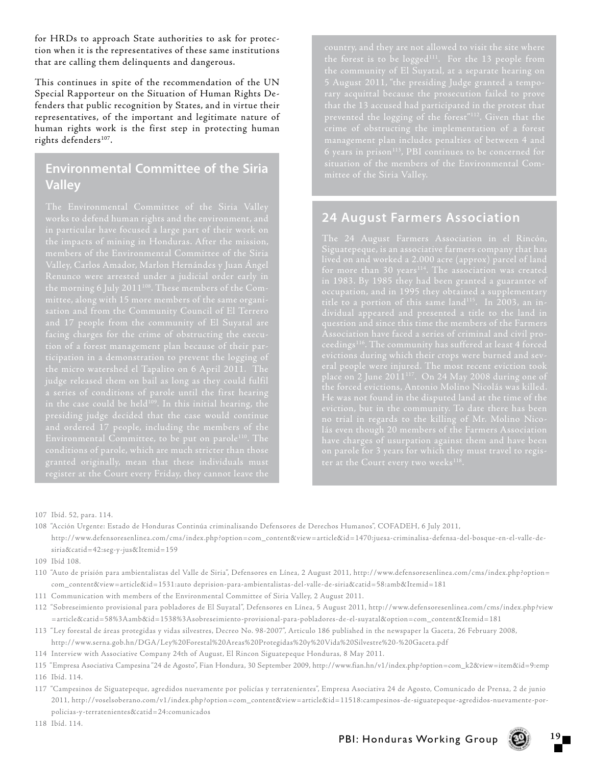for HRDs to approach State authorities to ask for protection when it is the representatives of these same institutions that are calling them delinquents and dangerous.

This continues in spite of the recommendation of the UN Special Rapporteur on the Situation of Human Rights Defenders that public recognition by States, and in virtue their representatives, of the important and legitimate nature of human rights work is the first step in protecting human rights defenders[107].

## Environmental Committee of the Siria Valley

The Environmental Committee of the Siria Valley works to defend human rights and the environment, and in particular have focused a large part of their work on the impacts of mining in Honduras. After the mission, members of the Environmental Committee of the Siria Valley, Carlos Amador, Marlon Hernándes y Juan Ángel Renunco were arrested under a judicial order early in the morning 6 July 2011[108]. These members of the Committee, along with 15 more members of the same organisation and from the Community Council of El Terrero and 17 people from the community of El Suyatal are facing charges for the crime of obstructing the execution of a forest management plan because of their participation in a demonstration to prevent the logging of the micro watershed el Tapalito on 6 April 2011. The judge released them on bail as long as they could fulfil a series of conditions of parole until the first hearing in the case could be held[109]. In this initial hearing, the presiding judge decided that the case would continue and ordered 17 people, including the members of the Environmental Committee, to be put on parole[110]. The conditions of parole, which are much stricter than those granted originally, mean that these individuals must register at the Court every Friday, they cannot leave the country, and they are not allowed to visit the site where the forest is to be logged[111]. For the 13 people from the community of El Suyatal, at a separate hearing on 5 August 2011, "the presiding Judge granted a temporary acquittal because the prosecution failed to prove that the 13 accused had participated in the protest that prevented the logging of the forest"[112]. Given that the crime of obstructing the implementation of a forest management plan includes penalties of between 4 and 6 years in prison[113], PBI continues to be concerned for situation of the members of the Environmental Committee of the Siria Valley.

## 24 August Farmers Association

The 24 August Farmers Association in el Rincón, Siguatepeque, is an associative farmers company that has lived on and worked a 2.000 acre (approx) parcel of land for more than 30 years[114]. The association was created in 1983. By 1985 they had been granted a guarantee of occupation, and in 1995 they obtained a supplementary title to a portion of this same land[115]. In 2003, an individual appeared and presented a title to the land in question and since this time the members of the Farmers Association have faced a series of criminal and civil proceedings[116]. The community has suffered at least 4 forced evictions during which their crops were burned and several people were injured. The most recent eviction took place on 2 June 2011[117]. On 24 May 2008 during one of the forced evictions, Antonio Molino Nicolás was killed. He was not found in the disputed land at the time of the eviction, but in the community. To date there has been no trial in regards to the killing of Mr. Molino Nicolás even though 20 members of the Farmers Association have charges of usurpation against them and have been on parole for 3 years for which they must travel to register at the Court every two weeks[118].

107 Ibíd. 52, para. 114.

108 "Acción Urgente: Estado de Honduras Continúa criminalisando Defensores de Derechos Humanos", COFADEH, 6 July 2011, http://www.defensoresenlinea.com/cms/index.php?option=com_content&view=article&id=1470:juesa-criminalisa-defensa-del-bosque-en-el-valle-de-siria&catid=42:seg-y-jus&Itemid=159

109 Ibíd 108.

110 "Auto de prisión para ambientalistas del Valle de Siria", Defensores en Línea, 2 August 2011, http://www.defensoresenlinea.com/cms/index.php?option=com_content&view=article&id=1531:auto deprision-para-ambientalistas-del-valle-de-siria&catid=58:amb&Itemid=181

111 Communication with members of the Environmental Committee of Siria Valley, 2 August 2011.

112 "Sobreseimiento provisional para pobladores de El Suyatal", Defensores en Línea, 5 August 2011, http://www.defensoresenlinea.com/cms/index.php?view=article&catid=58%3Aamb&id=1538%3Asobreseimiento-provisional-para-pobladores-de-el-suyatal&option=com_content&Itemid=181

113 "Ley forestal de áreas protegidas y vidas silvestres, Decreo No. 98-2007", Articulo 186 published in the newspaper la Gaceta, 26 February 2008, http://www.serna.gob.hn/DGA/Ley%20Forestal%20Areas%20Protegidas%20y%20Vida%20Silvestre%20-%20Gaceta.pdf

114 Interview with Associative Company 24th of August, El Rincon Siguatepeque Honduras, 8 May 2011.

115 "Empresa Asociativa Campesina "24 de Agosto", Fian Hondura, 30 September 2009, http://www.fian.hn/v1/index.php?option=com_k2&view=item&id=9:emp

116 Ibíd. 114.

117 "Campesinos de Siguatepeque, agredidos nuevamente por policías y terratenientes", Empresa Asociativa 24 de Agosto, Comunicado de Prensa, 2 de junio 2011, http://voselsoberano.com/v1/index.php?option=com_content&view=article&id=11518:campesinos-de-siguatepeque-agredidos-nuevamente-por-policias-y-terratenientes&catid=24:comunicados

118 Ibíd. 114.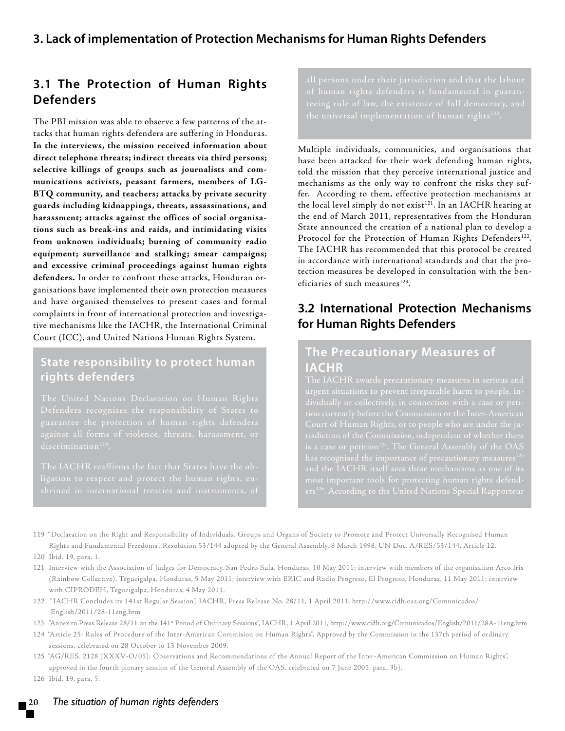## 3. Lack of implementation of Protection Mechanisms for Human Rights Defenders

### 3.1 The Protection of Human Rights Defenders

The PBI mission was able to observe a few patterns of the attacks that human rights defenders are suffering in Honduras. **In the interviews, the mission received information about direct telephone threats; indirect threats via third persons; selective killings of groups such as journalists and communications activists, peasant farmers, members of LGBTQ community, and teachers; attacks by private security guards including kidnappings, threats, assassinations, and harassment; attacks against the offices of social organisations such as break-ins and raids, and intimidating visits from unknown individuals; burning of community radio equipment; surveillance and stalking; smear campaigns; and excessive criminal proceedings against human rights defenders.** In order to confront these attacks, Honduran organisations have implemented their own protection measures and have organised themselves to present cases and formal complaints in front of international protection and investigative mechanisms like the IACHR, the International Criminal Court (ICC), and United Nations Human Rights System.

#### State responsibility to protect human rights defenders

The United Nations Declaration on Human Rights Defenders recognises the responsibility of States to guarantee the protection of human rights defenders against all forms of violence, threats, harassment, or discrimination[119].

The IACHR reaffirms the fact that States have the obligation to respect and protect the human rights, enshrined in international treaties and instruments, of all persons under their jurisdiction and that the labour of human rights defenders is fundamental in guaranteeing rule of law, the existence of full democracy, and the universal implementation of human rights[120].

Multiple individuals, communities, and organisations that have been attacked for their work defending human rights, told the mission that they perceive international justice and mechanisms as the only way to confront the risks they suffer. According to them, effective protection mechanisms at the local level simply do not exist[121]. In an IACHR hearing at the end of March 2011, representatives from the Honduran State announced the creation of a national plan to develop a Protocol for the Protection of Human Rights Defenders[122]. The IACHR has recommended that this protocol be created in accordance with international standards and that the protection measures be developed in consultation with the beneficiaries of such measures[123].

### 3.2 International Protection Mechanisms for Human Rights Defenders

#### The Precautionary Measures of IACHR

The IACHR awards precautionary measures in serious and urgent situations to prevent irreparable harm to people, individually or collectively, in connection with a case or petition currently before the Commission or the Inter-American Court of Human Rights, or to people who are under the jurisdiction of the Commission, independent of whether there is a case or petition[124]. The General Assembly of the OAS has recognised the importance of precautionary measures[125] and the IACHR itself sees these mechanisms as one of its most important tools for protecting human rights defenders[126]. According to the United Nations Special Rapporteur

---

119 "Declaration on the Right and Responsibility of Individuals, Groups and Organs of Society to Promote and Protect Universally Recognised Human Rights and Fundamental Freedoms", Resolution 53/144 adopted by the General Assembly, 8 March 1998, UN Doc. A/RES/53/144, Article 12.

120 Ibíd. 19, para. 1.

121 Interview with the Association of Judges for Democracy, San Pedro Sula, Honduras, 10 May 2011; interview with members of the organisation Arco Iris (Rainbow Collective), Tegucigalpa, Honduras, 5 May 2011; interview with ERIC and Radio Progreso, El Progreso, Honduras, 11 May 2011; interview with CIPRODEH, Tegucigalpa, Honduras, 4 May 2011.

122 "IACHR Concludes its 141st Regular Session", IACHR, Press Release No. 28/11, 1 April 2011, http://www.cidh.oas.org/Comunicados/English/2011/28-11eng.htm

123 "Annex to Press Release 28/11 on the 141º Period of Ordinary Sessions", IACHR, 1 April 2011, http://www.cidh.org/Comunicados/English/2011/28A-11eng.htm

124 "Article 25: Rules of Procedure of the Inter-American Commision on Human Rights", Approved by the Commission in the 137th period of ordinary sessions, celebrated on 28 October to 13 November 2009.

125 "AG/RES. 2128 (XXXV-O/05): Observations and Recommendations of the Annual Report of the Inter-American Commission on Human Rights", approved in the fourth plenary session of the General Assembly of the OAS, celebrated on 7 June 2005, para. 3b).

126 Ibíd. 19, para. 5.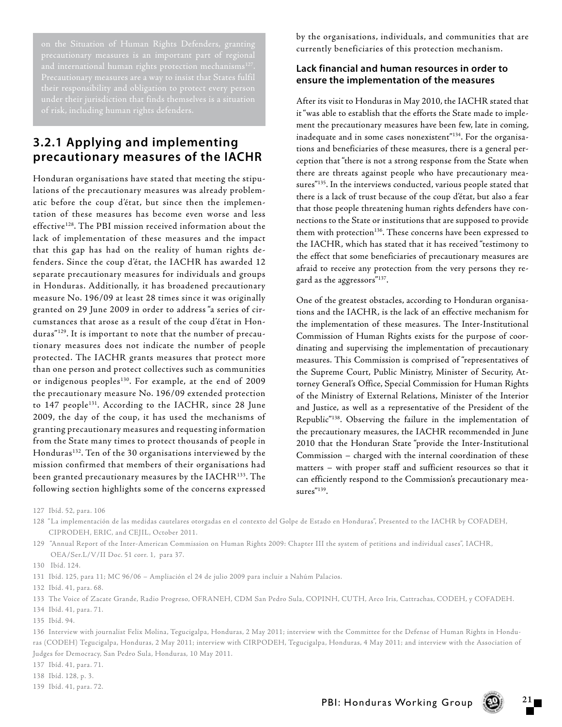on the Situation of Human Rights Defenders, granting precautionary measures is an important part of regional and international human rights protection mechanisms[127]. Precautionary measures are a way to insist that States fulfil their responsibility and obligation to protect every person under their jurisdiction that finds themselves is a situation of risk, including human rights defenders.

## 3.2.1 Applying and implementing precautionary measures of the IACHR

Honduran organisations have stated that meeting the stipulations of the precautionary measures was already problematic before the coup d'état, but since then the implementation of these measures has become even worse and less effective[128]. The PBI mission received information about the lack of implementation of these measures and the impact that this gap has had on the reality of human rights defenders. Since the coup d'état, the IACHR has awarded 12 separate precautionary measures for individuals and groups in Honduras. Additionally, it has broadened precautionary measure No. 196/09 at least 28 times since it was originally granted on 29 June 2009 in order to address "a series of circumstances that arose as a result of the coup d'état in Honduras"[129]. It is important to note that the number of precautionary measures does not indicate the number of people protected. The IACHR grants measures that protect more than one person and protect collectives such as communities or indigenous peoples[130]. For example, at the end of 2009 the precautionary measure No. 196/09 extended protection to 147 people[131]. According to the IACHR, since 28 June 2009, the day of the coup, it has used the mechanisms of granting precautionary measures and requesting information from the State many times to protect thousands of people in Honduras[132]. Ten of the 30 organisations interviewed by the mission confirmed that members of their organisations had been granted precautionary measures by the IACHR[133]. The following section highlights some of the concerns expressed by the organisations, individuals, and communities that are currently beneficiaries of this protection mechanism.

### Lack financial and human resources in order to ensure the implementation of the measures

After its visit to Honduras in May 2010, the IACHR stated that it "was able to establish that the efforts the State made to implement the precautionary measures have been few, late in coming, inadequate and in some cases nonexistent"[134]. For the organisations and beneficiaries of these measures, there is a general perception that "there is not a strong response from the State when there are threats against people who have precautionary measures"[135]. In the interviews conducted, various people stated that there is a lack of trust because of the coup d'état, but also a fear that those people threatening human rights defenders have connections to the State or institutions that are supposed to provide them with protection[136]. These concerns have been expressed to the IACHR, which has stated that it has received "testimony to the effect that some beneficiaries of precautionary measures are afraid to receive any protection from the very persons they regard as the aggressors"[137].

One of the greatest obstacles, according to Honduran organisations and the IACHR, is the lack of an effective mechanism for the implementation of these measures. The Inter-Institutional Commission of Human Rights exists for the purpose of coordinating and supervising the implementation of precautionary measures. This Commission is comprised of "representatives of the Supreme Court, Public Ministry, Minister of Security, Attorney General's Office, Special Commission for Human Rights of the Ministry of External Relations, Minister of the Interior and Justice, as well as a representative of the President of the Republic"[138]. Observing the failure in the implementation of the precautionary measures, the IACHR recommended in June 2010 that the Honduran State "provide the Inter-Institutional Commission – charged with the internal coordination of these matters – with proper staff and sufficient resources so that it can efficiently respond to the Commission's precautionary measures"[139].

---

127 Ibíd. 52, para. 106

128 "La implementación de las medidas cautelares otorgadas en el contexto del Golpe de Estado en Honduras", Presented to the IACHR by COFADEH, CIPRODEH, ERIC, and CEJIL, October 2011.

129 "Annual Report of the Inter-American Commission on Human Rights 2009: Chapter III the system of petitions and individual cases", IACHR, OEA/Ser.L/V/II Doc. 51 corr. 1, para 37.

130 Ibíd. 124.

131 Ibíd. 125, para 11; MC 96/06 – Ampliación el 24 de julio 2009 para incluir a Nahúm Palacios.

132 Ibíd. 41, para. 68.

133 The Voice of Zacate Grande, Radio Progreso, OFRANEH, CDM San Pedro Sula, COPINH, CUTH, Arco Iris, Cattrachas, CODEH, y COFADEH.

134 Ibíd. 41, para. 71.

135 Ibíd. 94.

136 Interview with journalist Felix Molina, Tegucigalpa, Honduras, 2 May 2011; interview with the Committee for the Defense of Human Rights in Honduras (CODEH) Tegucigalpa, Honduras, 2 May 2011; interview with CIRPODEH, Tegucigalpa, Honduras, 4 May 2011; and interview with the Association of Judges for Democracy, San Pedro Sula, Honduras, 10 May 2011.

137 Ibíd. 41, para. 71.

138 Ibíd. 128, p. 3.

139 Ibíd. 41, para. 72.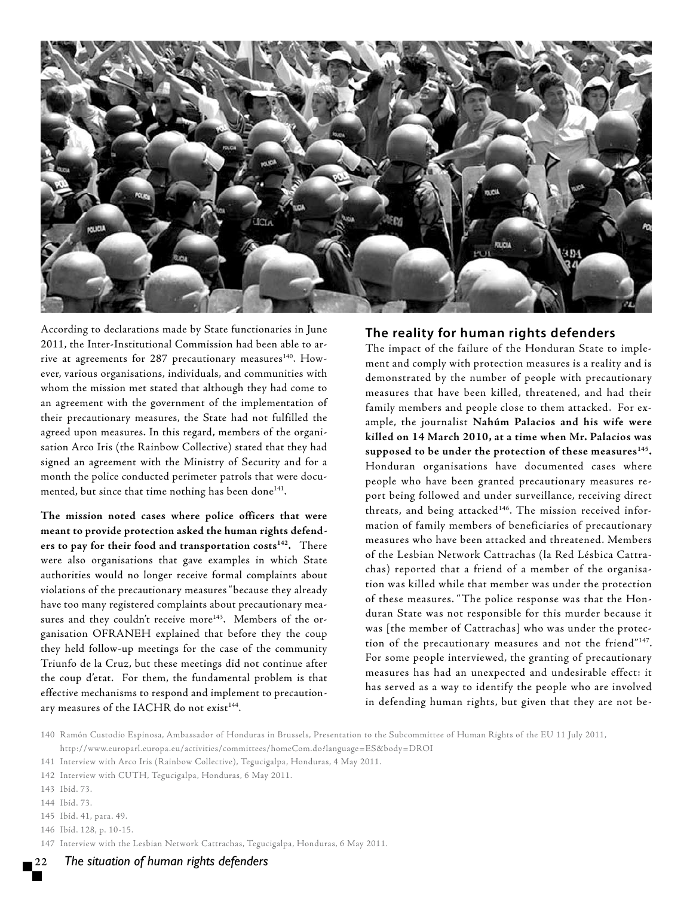According to declarations made by State functionaries in June 2011, the Inter-Institutional Commission had been able to arrive at agreements for 287 precautionary measures[140]. However, various organisations, individuals, and communities with whom the mission met stated that although they had come to an agreement with the government of the implementation of their precautionary measures, the State had not fulfilled the agreed upon measures. In this regard, members of the organisation Arco Iris (the Rainbow Collective) stated that they had signed an agreement with the Ministry of Security and for a month the police conducted perimeter patrols that were documented, but since that time nothing has been done[141].

**The mission noted cases where police officers that were meant to provide protection asked the human rights defenders to pay for their food and transportation costs[142].** There were also organisations that gave examples in which State authorities would no longer receive formal complaints about violations of the precautionary measures "because they already have too many registered complaints about precautionary measures and they couldn't receive more[143]. Members of the organisation OFRANEH explained that before they the coup they held follow-up meetings for the case of the community Triunfo de la Cruz, but these meetings did not continue after the coup d'etat. For them, the fundamental problem is that effective mechanisms to respond and implement to precautionary measures of the IACHR do not exist[144].

## The reality for human rights defenders

The impact of the failure of the Honduran State to implement and comply with protection measures is a reality and is demonstrated by the number of people with precautionary measures that have been killed, threatened, and had their family members and people close to them attacked. For example, the journalist **Nahúm Palacios and his wife were killed on 14 March 2010, at a time when Mr. Palacios was supposed to be under the protection of these measures[145].** Honduran organisations have documented cases where people who have been granted precautionary measures report being followed and under surveillance, receiving direct threats, and being attacked[146]. The mission received information of family members of beneficiaries of precautionary measures who have been attacked and threatened. Members of the Lesbian Network Cattrachas (la Red Lésbica Cattrachas) reported that a friend of a member of the organisation was killed while that member was under the protection of these measures. "The police response was that the Honduran State was not responsible for this murder because it was [the member of Cattrachas] who was under the protection of the precautionary measures and not the friend"[147]. For some people interviewed, the granting of precautionary measures has had an unexpected and undesirable effect: it has served as a way to identify the people who are involved in defending human rights, but given that they are not be-

140 Ramón Custodio Espinosa, Ambassador of Honduras in Brussels, Presentation to the Subcommittee of Human Rights of the EU 11 July 2011, http://www.europarl.europa.eu/activities/committees/homeCom.do?language=ES&body=DROI

141 Interview with Arco Iris (Rainbow Collective), Tegucigalpa, Honduras, 4 May 2011.

142 Interview with CUTH, Tegucigalpa, Honduras, 6 May 2011.

143 Ibíd. 73.

144 Ibíd. 73.

145 Ibíd. 41, para. 49.

146 Ibíd. 128, p. 10-15.

147 Interview with the Lesbian Network Cattrachas, Tegucigalpa, Honduras, 6 May 2011.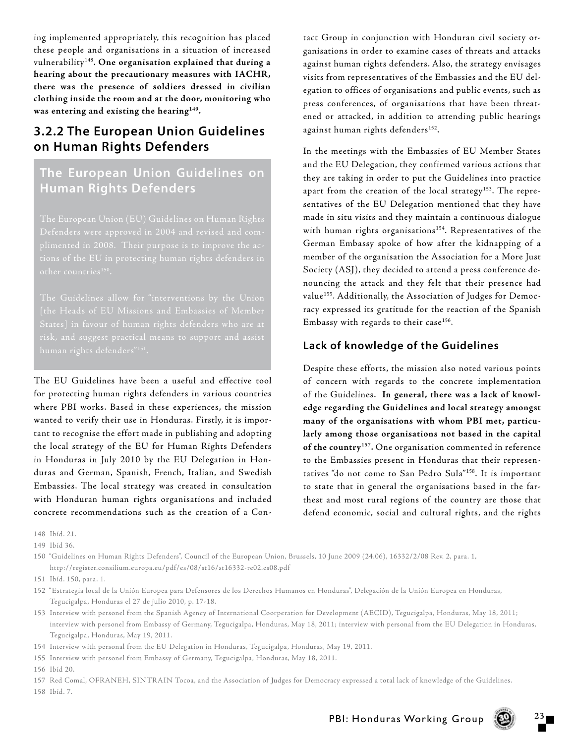ing implemented appropriately, this recognition has placed these people and organisations in a situation of increased vulnerability[148]. **One organisation explained that during a hearing about the precautionary measures with IACHR, there was the presence of soldiers dressed in civilian clothing inside the room and at the door, monitoring who was entering and existing the hearing[149].**

### 3.2.2 The European Union Guidelines on Human Rights Defenders

> **The European Union Guidelines on Human Rights Defenders**
>
> The European Union (EU) Guidelines on Human Rights Defenders were approved in 2004 and revised and complimented in 2008. Their purpose is to improve the actions of the EU in protecting human rights defenders in other countries[150].
>
> The Guidelines allow for "interventions by the Union [the Heads of EU Missions and Embassies of Member States] in favour of human rights defenders who are at risk, and suggest practical means to support and assist human rights defenders"[151].

The EU Guidelines have been a useful and effective tool for protecting human rights defenders in various countries where PBI works. Based in these experiences, the mission wanted to verify their use in Honduras. Firstly, it is important to recognise the effort made in publishing and adopting the local strategy of the EU for Human Rights Defenders in Honduras in July 2010 by the EU Delegation in Honduras and German, Spanish, French, Italian, and Swedish Embassies. The local strategy was created in consultation with Honduran human rights organisations and included concrete recommendations such as the creation of a Contact Group in conjunction with Honduran civil society organisations in order to examine cases of threats and attacks against human rights defenders. Also, the strategy envisages visits from representatives of the Embassies and the EU delegation to offices of organisations and public events, such as press conferences, of organisations that have been threatened or attacked, in addition to attending public hearings against human rights defenders[152].

In the meetings with the Embassies of EU Member States and the EU Delegation, they confirmed various actions that they are taking in order to put the Guidelines into practice apart from the creation of the local strategy[153]. The representatives of the EU Delegation mentioned that they have made in situ visits and they maintain a continuous dialogue with human rights organisations[154]. Representatives of the German Embassy spoke of how after the kidnapping of a member of the organisation the Association for a More Just Society (ASJ), they decided to attend a press conference denouncing the attack and they felt that their presence had value[155]. Additionally, the Association of Judges for Democracy expressed its gratitude for the reaction of the Spanish Embassy with regards to their case[156].

#### Lack of knowledge of the Guidelines

Despite these efforts, the mission also noted various points of concern with regards to the concrete implementation of the Guidelines. **In general, there was a lack of knowledge regarding the Guidelines and local strategy amongst many of the organisations with whom PBI met, particularly among those organisations not based in the capital of the country[157].** One organisation commented in reference to the Embassies present in Honduras that their representatives "do not come to San Pedro Sula"[158]. It is important to state that in general the organisations based in the farthest and most rural regions of the country are those that defend economic, social and cultural rights, and the rights

148 Ibíd. 21.

149 Ibíd 36.

150 "Guidelines on Human Rights Defenders", Council of the European Union, Brussels, 10 June 2009 (24.06), 16332/2/08 Rev. 2, para. 1, http://register.consilium.europa.eu/pdf/es/08/st16/st16332-re02.es08.pdf

151 Ibíd. 150, para. 1.

152 "Estrategia local de la Unión Europea para Defensores de los Derechos Humanos en Honduras", Delegación de la Unión Europea en Honduras, Tegucigalpa, Honduras el 27 de julio 2010, p. 17-18.

153 Interview with personel from the Spanish Agency of International Coorperation for Development (AECID), Tegucigalpa, Honduras, May 18, 2011; interview with personel from Embassy of Germany, Tegucigalpa, Honduras, May 18, 2011; interview with personal from the EU Delegation in Honduras, Tegucigalpa, Honduras, May 19, 2011.

154 Interview with personal from the EU Delegation in Honduras, Tegucigalpa, Honduras, May 19, 2011.

155 Interview with personel from Embassy of Germany, Tegucigalpa, Honduras, May 18, 2011.

156 Ibíd 20.

157 Red Comal, OFRANEH, SINTRAIN Tocoa, and the Association of Judges for Democracy expressed a total lack of knowledge of the Guidelines.

158 Ibíd. 7.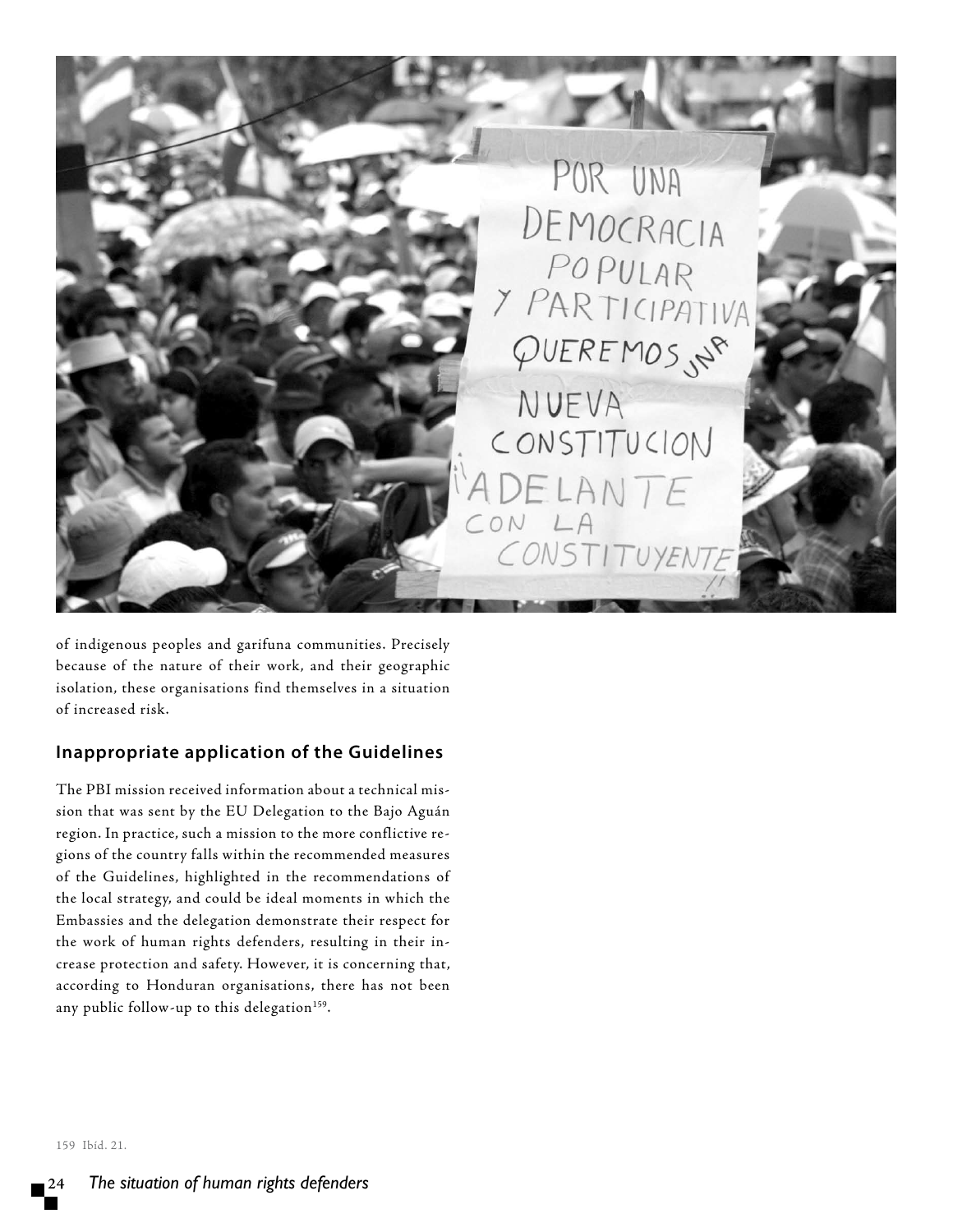of indigenous peoples and garifuna communities. Precisely because of the nature of their work, and their geographic isolation, these organisations find themselves in a situation of increased risk.

## Inappropriate application of the Guidelines

The PBI mission received information about a technical mission that was sent by the EU Delegation to the Bajo Aguán region. In practice, such a mission to the more conflictive regions of the country falls within the recommended measures of the Guidelines, highlighted in the recommendations of the local strategy, and could be ideal moments in which the Embassies and the delegation demonstrate their respect for the work of human rights defenders, resulting in their increase protection and safety. However, it is concerning that, according to Honduran organisations, there has not been any public follow-up to this delegation[159].

159 Ibíd. 21.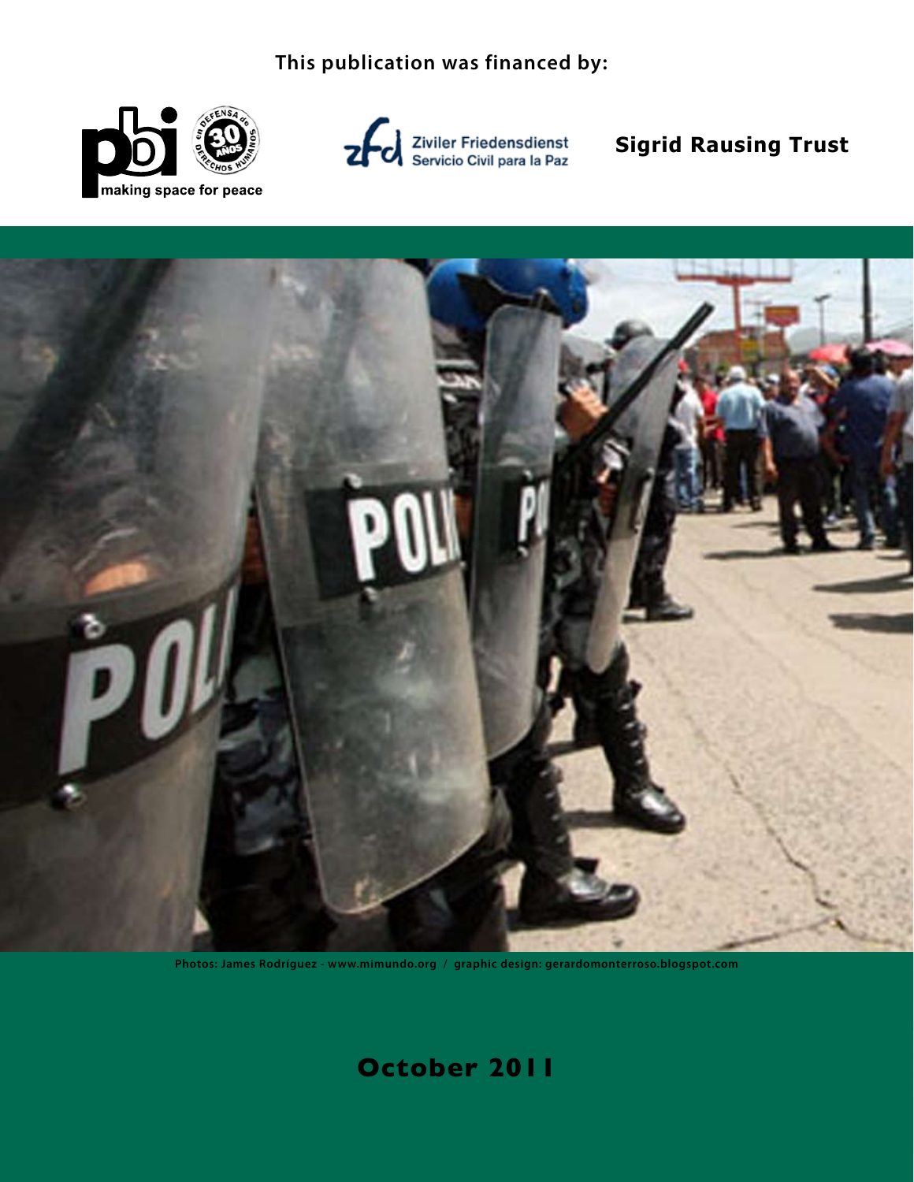**This publication was financed by:**

making space for peace

Ziviler Friedensdienst
Servicio Civil para la Paz

**Sigrid Rausing Trust**

Photos: James Rodríguez - www.mimundo.org / graphic design: gerardomonterroso.blogspot.com

**October 2011**